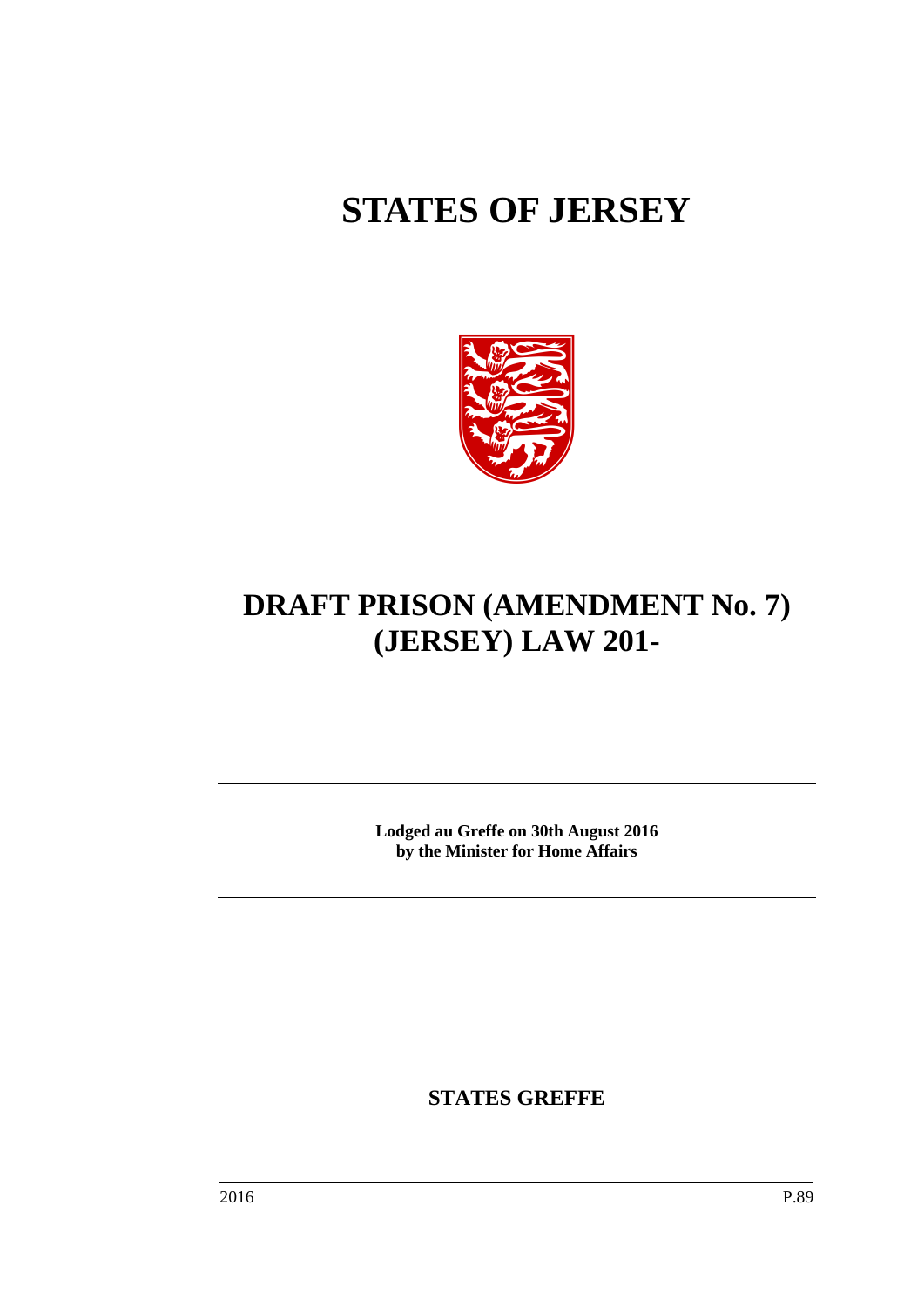# STATES OF JERSEY

# DRAFT PRISON (AMENDMENT No. 7) (JERSEY) LAW 201-

**Lodged au Greffe on 30th August 2016**
**by the Minister for Home Affairs**

**STATES GREFFE**

2016 P.89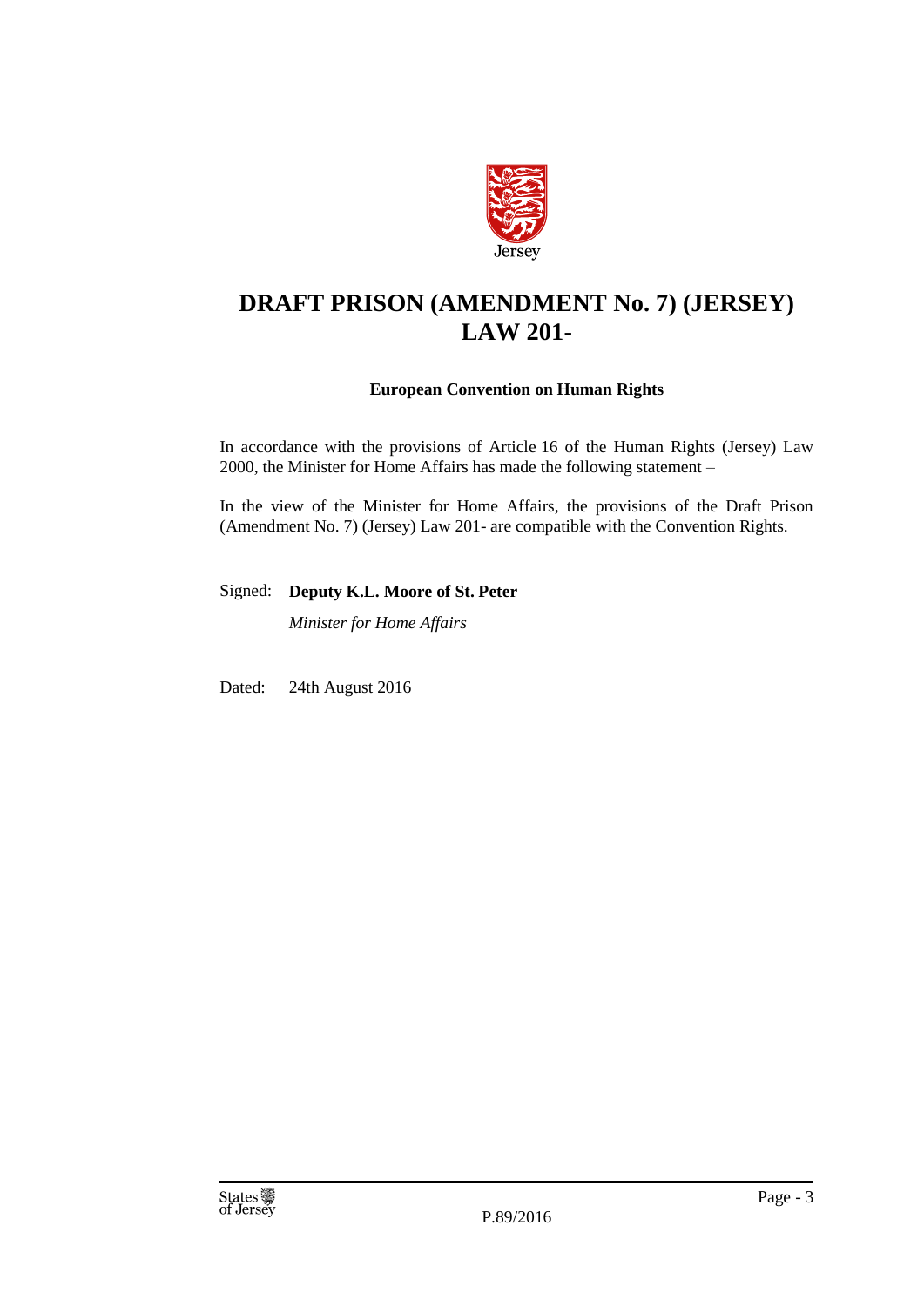# DRAFT PRISON (AMENDMENT No. 7) (JERSEY) LAW 201-

**European Convention on Human Rights**

In accordance with the provisions of Article 16 of the Human Rights (Jersey) Law 2000, the Minister for Home Affairs has made the following statement –

In the view of the Minister for Home Affairs, the provisions of the Draft Prison (Amendment No. 7) (Jersey) Law 201- are compatible with the Convention Rights.

Signed: **Deputy K.L. Moore of St. Peter**

*Minister for Home Affairs*

Dated: 24th August 2016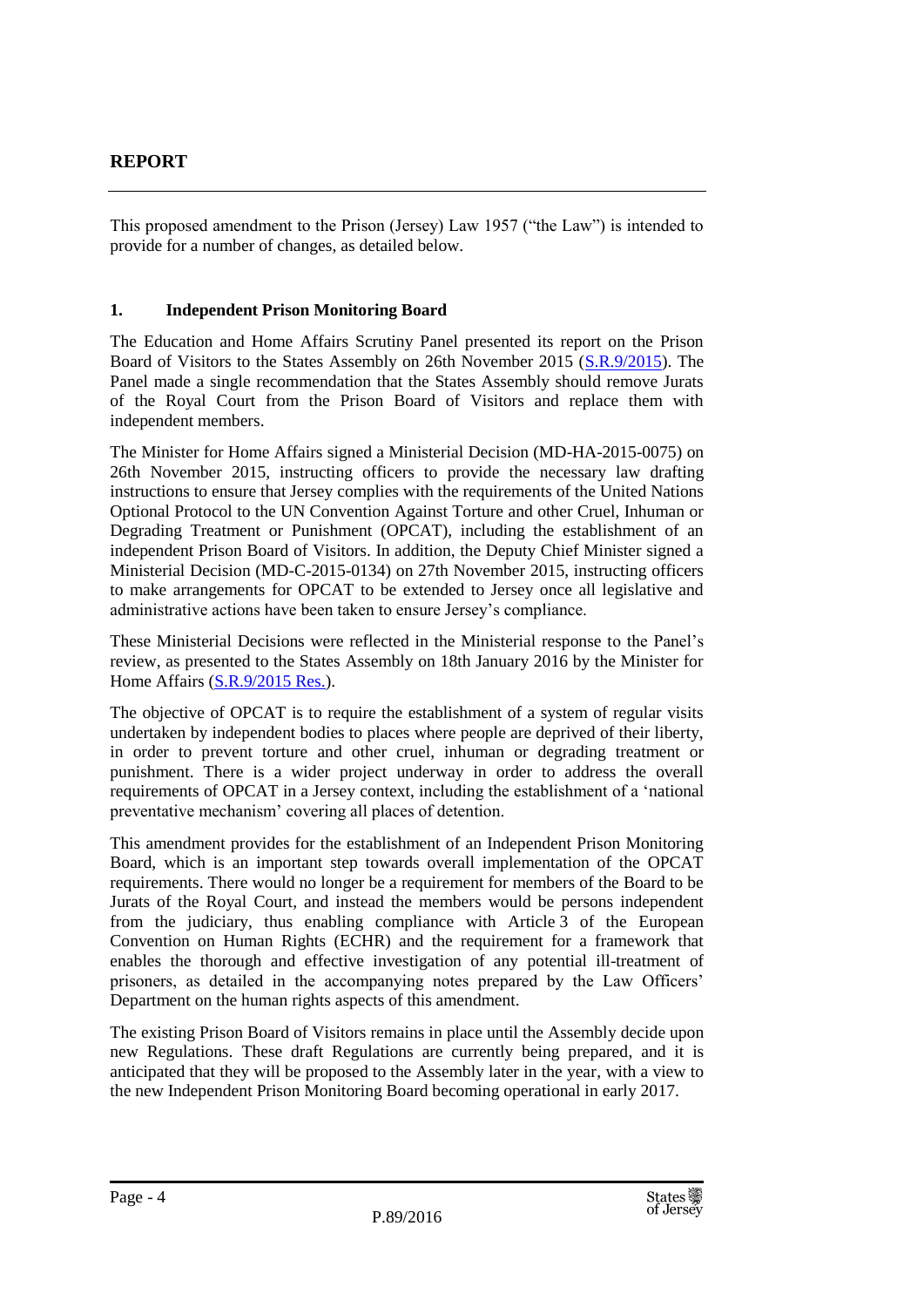## REPORT

This proposed amendment to the Prison (Jersey) Law 1957 ("the Law") is intended to provide for a number of changes, as detailed below.

### 1. Independent Prison Monitoring Board

The Education and Home Affairs Scrutiny Panel presented its report on the Prison Board of Visitors to the States Assembly on 26th November 2015 (S.R.9/2015). The Panel made a single recommendation that the States Assembly should remove Jurats of the Royal Court from the Prison Board of Visitors and replace them with independent members.

The Minister for Home Affairs signed a Ministerial Decision (MD-HA-2015-0075) on 26th November 2015, instructing officers to provide the necessary law drafting instructions to ensure that Jersey complies with the requirements of the United Nations Optional Protocol to the UN Convention Against Torture and other Cruel, Inhuman or Degrading Treatment or Punishment (OPCAT), including the establishment of an independent Prison Board of Visitors. In addition, the Deputy Chief Minister signed a Ministerial Decision (MD-C-2015-0134) on 27th November 2015, instructing officers to make arrangements for OPCAT to be extended to Jersey once all legislative and administrative actions have been taken to ensure Jersey's compliance.

These Ministerial Decisions were reflected in the Ministerial response to the Panel's review, as presented to the States Assembly on 18th January 2016 by the Minister for Home Affairs (S.R.9/2015 Res.).

The objective of OPCAT is to require the establishment of a system of regular visits undertaken by independent bodies to places where people are deprived of their liberty, in order to prevent torture and other cruel, inhuman or degrading treatment or punishment. There is a wider project underway in order to address the overall requirements of OPCAT in a Jersey context, including the establishment of a 'national preventative mechanism' covering all places of detention.

This amendment provides for the establishment of an Independent Prison Monitoring Board, which is an important step towards overall implementation of the OPCAT requirements. There would no longer be a requirement for members of the Board to be Jurats of the Royal Court, and instead the members would be persons independent from the judiciary, thus enabling compliance with Article 3 of the European Convention on Human Rights (ECHR) and the requirement for a framework that enables the thorough and effective investigation of any potential ill-treatment of prisoners, as detailed in the accompanying notes prepared by the Law Officers' Department on the human rights aspects of this amendment.

The existing Prison Board of Visitors remains in place until the Assembly decide upon new Regulations. These draft Regulations are currently being prepared, and it is anticipated that they will be proposed to the Assembly later in the year, with a view to the new Independent Prison Monitoring Board becoming operational in early 2017.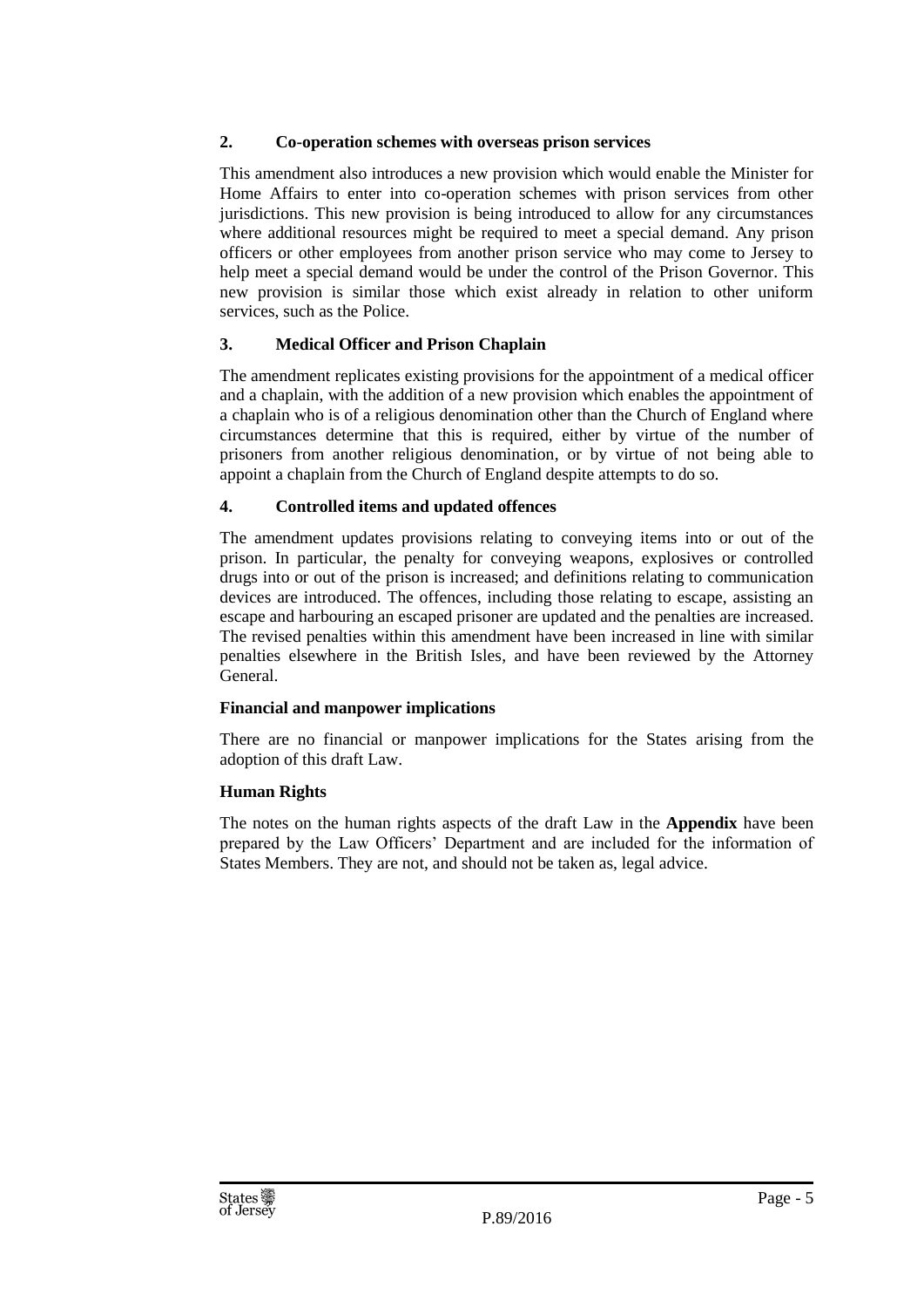### 2. Co-operation schemes with overseas prison services

This amendment also introduces a new provision which would enable the Minister for Home Affairs to enter into co-operation schemes with prison services from other jurisdictions. This new provision is being introduced to allow for any circumstances where additional resources might be required to meet a special demand. Any prison officers or other employees from another prison service who may come to Jersey to help meet a special demand would be under the control of the Prison Governor. This new provision is similar those which exist already in relation to other uniform services, such as the Police.

### 3. Medical Officer and Prison Chaplain

The amendment replicates existing provisions for the appointment of a medical officer and a chaplain, with the addition of a new provision which enables the appointment of a chaplain who is of a religious denomination other than the Church of England where circumstances determine that this is required, either by virtue of the number of prisoners from another religious denomination, or by virtue of not being able to appoint a chaplain from the Church of England despite attempts to do so.

### 4. Controlled items and updated offences

The amendment updates provisions relating to conveying items into or out of the prison. In particular, the penalty for conveying weapons, explosives or controlled drugs into or out of the prison is increased; and definitions relating to communication devices are introduced. The offences, including those relating to escape, assisting an escape and harbouring an escaped prisoner are updated and the penalties are increased. The revised penalties within this amendment have been increased in line with similar penalties elsewhere in the British Isles, and have been reviewed by the Attorney General.

### Financial and manpower implications

There are no financial or manpower implications for the States arising from the adoption of this draft Law.

### Human Rights

The notes on the human rights aspects of the draft Law in the **Appendix** have been prepared by the Law Officers' Department and are included for the information of States Members. They are not, and should not be taken as, legal advice.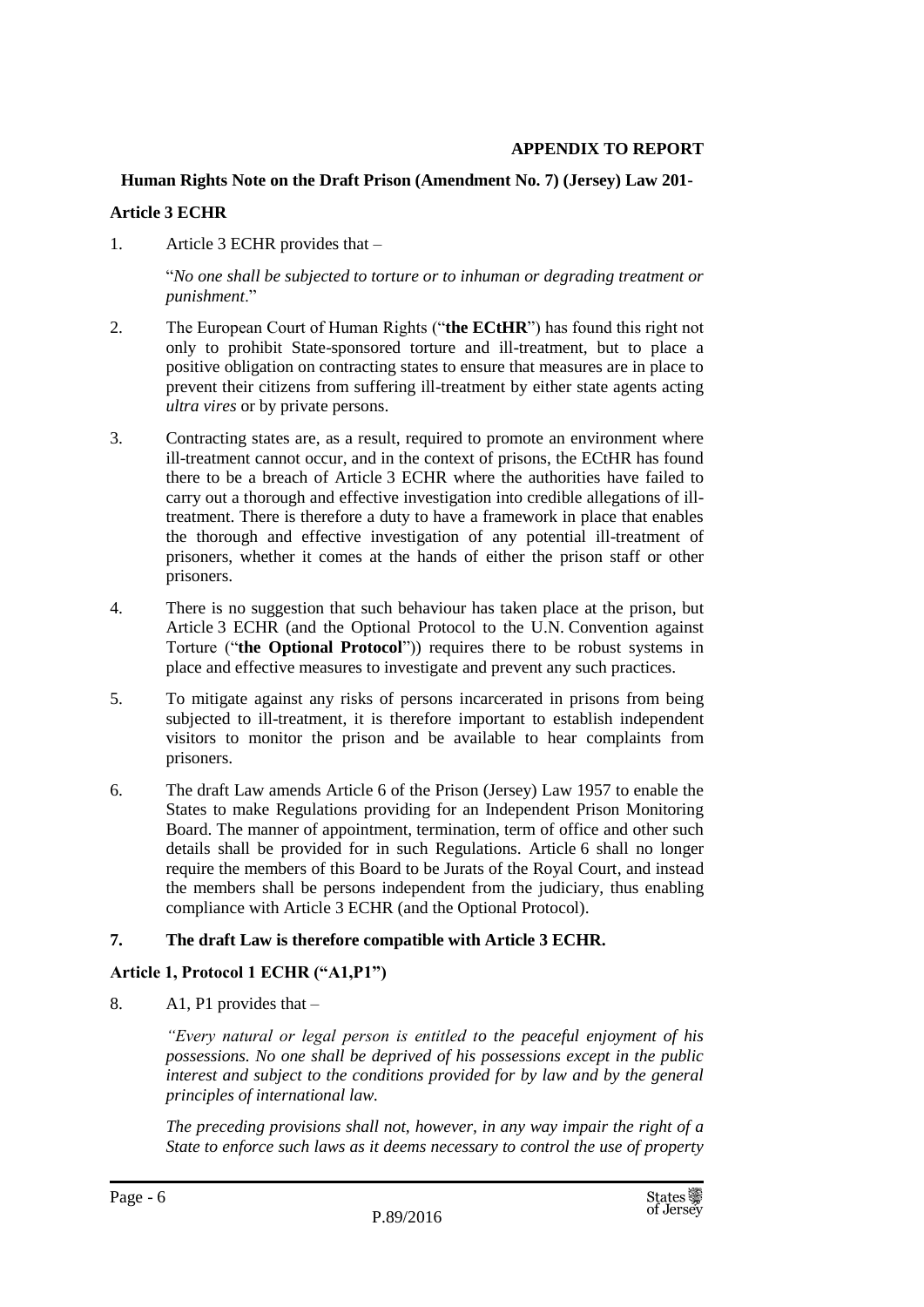**APPENDIX TO REPORT**

**Human Rights Note on the Draft Prison (Amendment No. 7) (Jersey) Law 201-**

**Article 3 ECHR**

1. Article 3 ECHR provides that –

 "*No one shall be subjected to torture or to inhuman or degrading treatment or punishment*."

2. The European Court of Human Rights ("**the ECtHR**") has found this right not only to prohibit State-sponsored torture and ill-treatment, but to place a positive obligation on contracting states to ensure that measures are in place to prevent their citizens from suffering ill-treatment by either state agents acting *ultra vires* or by private persons.

3. Contracting states are, as a result, required to promote an environment where ill-treatment cannot occur, and in the context of prisons, the ECtHR has found there to be a breach of Article 3 ECHR where the authorities have failed to carry out a thorough and effective investigation into credible allegations of ill-treatment. There is therefore a duty to have a framework in place that enables the thorough and effective investigation of any potential ill-treatment of prisoners, whether it comes at the hands of either the prison staff or other prisoners.

4. There is no suggestion that such behaviour has taken place at the prison, but Article 3 ECHR (and the Optional Protocol to the U.N. Convention against Torture ("**the Optional Protocol**")) requires there to be robust systems in place and effective measures to investigate and prevent any such practices.

5. To mitigate against any risks of persons incarcerated in prisons from being subjected to ill-treatment, it is therefore important to establish independent visitors to monitor the prison and be available to hear complaints from prisoners.

6. The draft Law amends Article 6 of the Prison (Jersey) Law 1957 to enable the States to make Regulations providing for an Independent Prison Monitoring Board. The manner of appointment, termination, term of office and other such details shall be provided for in such Regulations. Article 6 shall no longer require the members of this Board to be Jurats of the Royal Court, and instead the members shall be persons independent from the judiciary, thus enabling compliance with Article 3 ECHR (and the Optional Protocol).

**7. The draft Law is therefore compatible with Article 3 ECHR.**

**Article 1, Protocol 1 ECHR ("A1,P1")**

8. A1, P1 provides that –

 *"Every natural or legal person is entitled to the peaceful enjoyment of his possessions. No one shall be deprived of his possessions except in the public interest and subject to the conditions provided for by law and by the general principles of international law.*

 *The preceding provisions shall not, however, in any way impair the right of a State to enforce such laws as it deems necessary to control the use of property*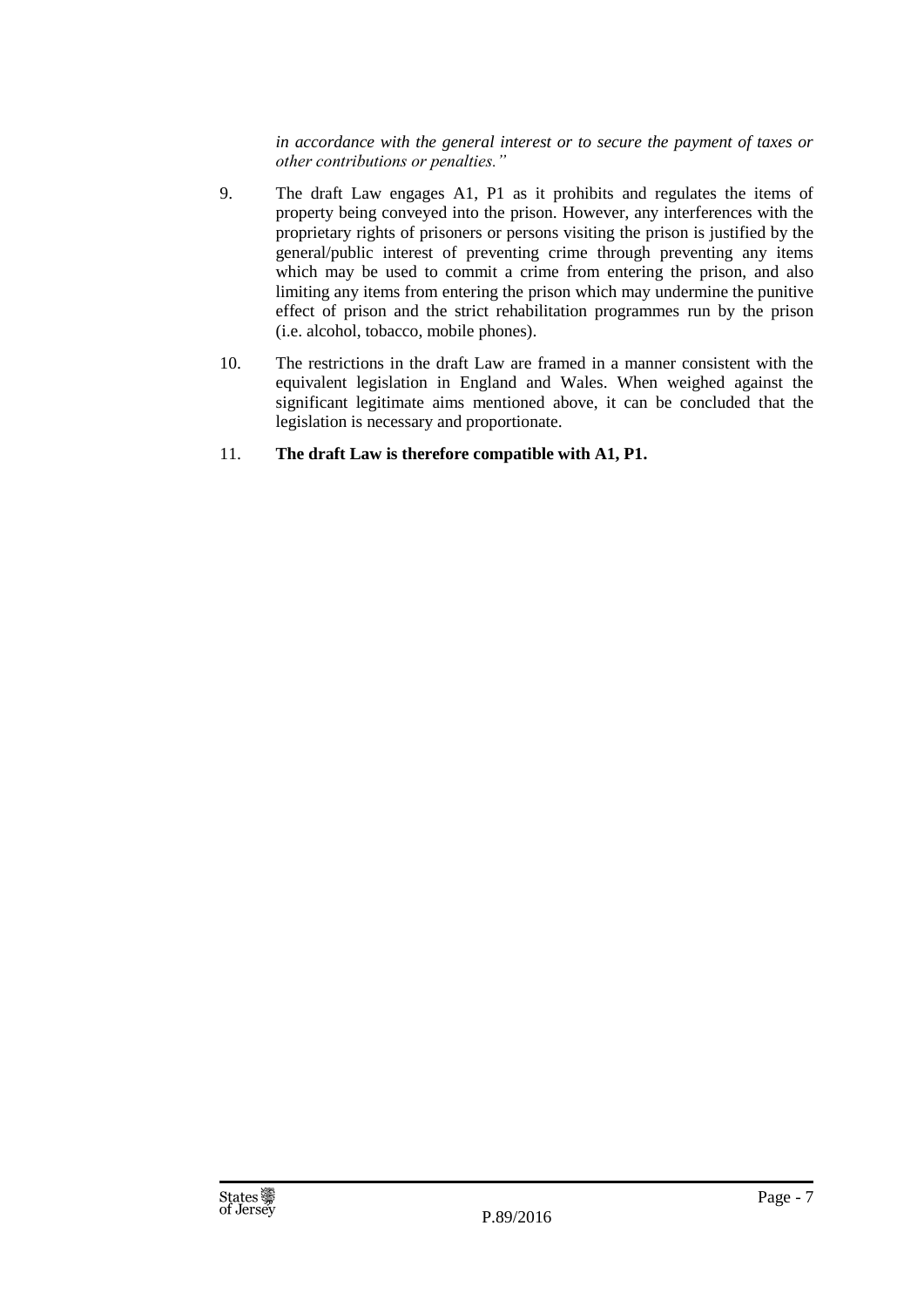*in accordance with the general interest or to secure the payment of taxes or other contributions or penalties."*

9. The draft Law engages A1, P1 as it prohibits and regulates the items of property being conveyed into the prison. However, any interferences with the proprietary rights of prisoners or persons visiting the prison is justified by the general/public interest of preventing crime through preventing any items which may be used to commit a crime from entering the prison, and also limiting any items from entering the prison which may undermine the punitive effect of prison and the strict rehabilitation programmes run by the prison (i.e. alcohol, tobacco, mobile phones).

10. The restrictions in the draft Law are framed in a manner consistent with the equivalent legislation in England and Wales. When weighed against the significant legitimate aims mentioned above, it can be concluded that the legislation is necessary and proportionate.

11. **The draft Law is therefore compatible with A1, P1.**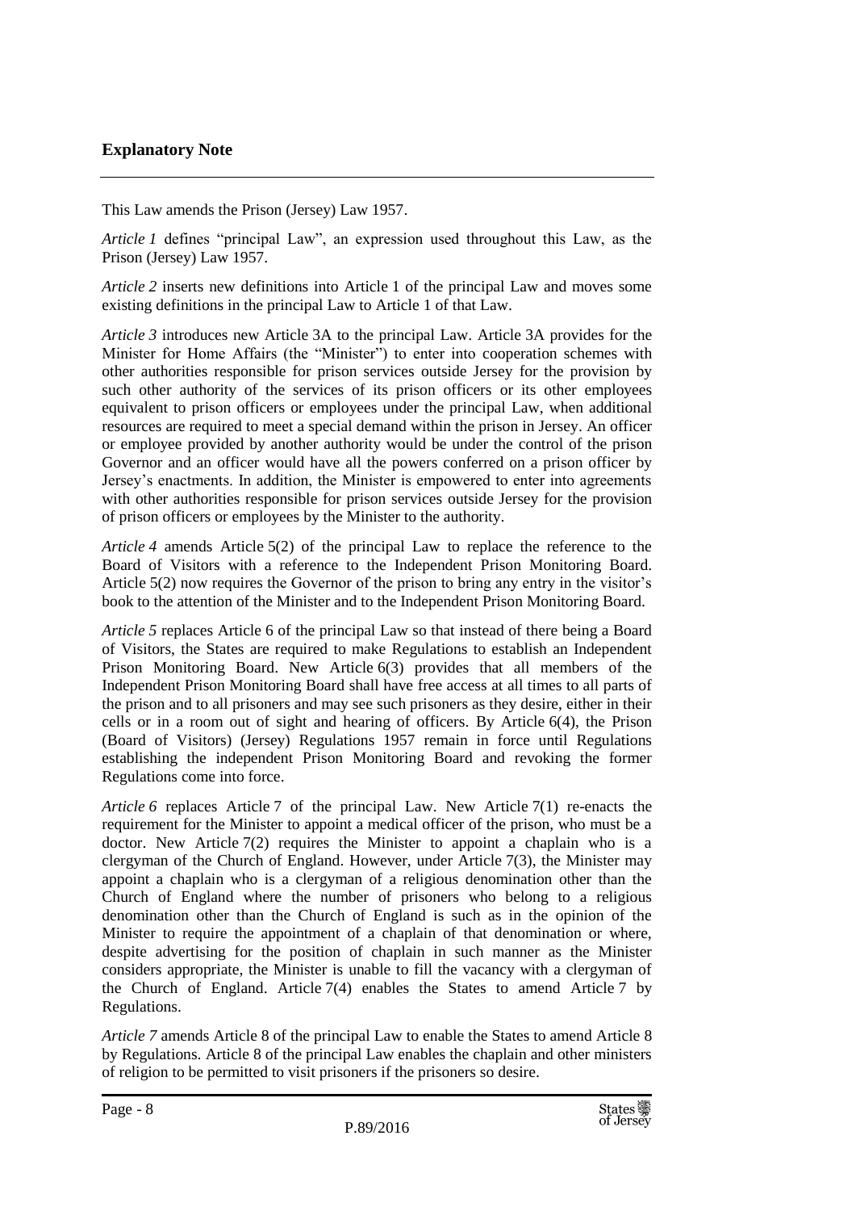## Explanatory Note

This Law amends the Prison (Jersey) Law 1957.

*Article 1* defines "principal Law", an expression used throughout this Law, as the Prison (Jersey) Law 1957.

*Article 2* inserts new definitions into Article 1 of the principal Law and moves some existing definitions in the principal Law to Article 1 of that Law.

*Article 3* introduces new Article 3A to the principal Law. Article 3A provides for the Minister for Home Affairs (the "Minister") to enter into cooperation schemes with other authorities responsible for prison services outside Jersey for the provision by such other authority of the services of its prison officers or its other employees equivalent to prison officers or employees under the principal Law, when additional resources are required to meet a special demand within the prison in Jersey. An officer or employee provided by another authority would be under the control of the prison Governor and an officer would have all the powers conferred on a prison officer by Jersey's enactments. In addition, the Minister is empowered to enter into agreements with other authorities responsible for prison services outside Jersey for the provision of prison officers or employees by the Minister to the authority.

*Article 4* amends Article 5(2) of the principal Law to replace the reference to the Board of Visitors with a reference to the Independent Prison Monitoring Board. Article 5(2) now requires the Governor of the prison to bring any entry in the visitor's book to the attention of the Minister and to the Independent Prison Monitoring Board.

*Article 5* replaces Article 6 of the principal Law so that instead of there being a Board of Visitors, the States are required to make Regulations to establish an Independent Prison Monitoring Board. New Article 6(3) provides that all members of the Independent Prison Monitoring Board shall have free access at all times to all parts of the prison and to all prisoners and may see such prisoners as they desire, either in their cells or in a room out of sight and hearing of officers. By Article 6(4), the Prison (Board of Visitors) (Jersey) Regulations 1957 remain in force until Regulations establishing the independent Prison Monitoring Board and revoking the former Regulations come into force.

*Article 6* replaces Article 7 of the principal Law. New Article 7(1) re-enacts the requirement for the Minister to appoint a medical officer of the prison, who must be a doctor. New Article 7(2) requires the Minister to appoint a chaplain who is a clergyman of the Church of England. However, under Article 7(3), the Minister may appoint a chaplain who is a clergyman of a religious denomination other than the Church of England where the number of prisoners who belong to a religious denomination other than the Church of England is such as in the opinion of the Minister to require the appointment of a chaplain of that denomination or where, despite advertising for the position of chaplain in such manner as the Minister considers appropriate, the Minister is unable to fill the vacancy with a clergyman of the Church of England. Article 7(4) enables the States to amend Article 7 by Regulations.

*Article 7* amends Article 8 of the principal Law to enable the States to amend Article 8 by Regulations. Article 8 of the principal Law enables the chaplain and other ministers of religion to be permitted to visit prisoners if the prisoners so desire.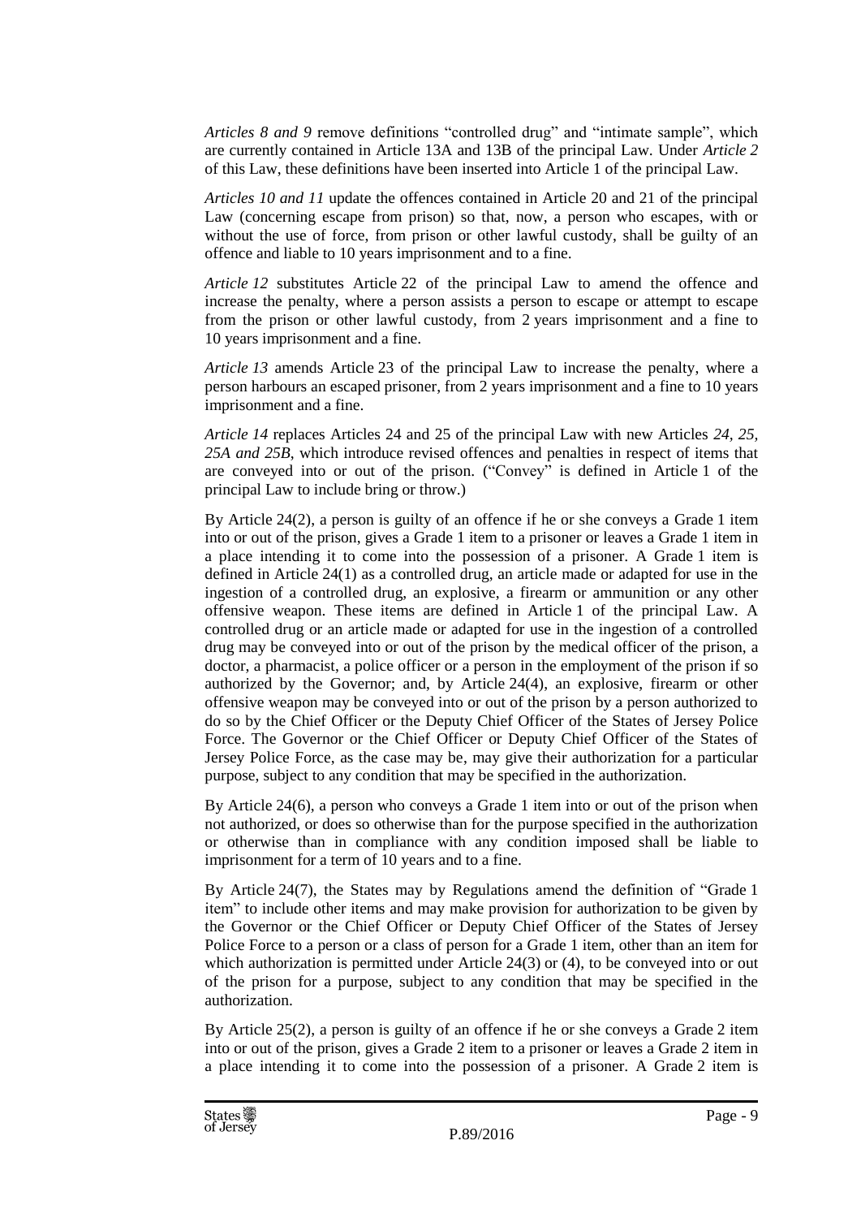*Articles 8 and 9* remove definitions "controlled drug" and "intimate sample", which are currently contained in Article 13A and 13B of the principal Law. Under *Article 2* of this Law, these definitions have been inserted into Article 1 of the principal Law.

*Articles 10 and 11* update the offences contained in Article 20 and 21 of the principal Law (concerning escape from prison) so that, now, a person who escapes, with or without the use of force, from prison or other lawful custody, shall be guilty of an offence and liable to 10 years imprisonment and to a fine.

*Article 12* substitutes Article 22 of the principal Law to amend the offence and increase the penalty, where a person assists a person to escape or attempt to escape from the prison or other lawful custody, from 2 years imprisonment and a fine to 10 years imprisonment and a fine.

*Article 13* amends Article 23 of the principal Law to increase the penalty, where a person harbours an escaped prisoner, from 2 years imprisonment and a fine to 10 years imprisonment and a fine.

*Article 14* replaces Articles 24 and 25 of the principal Law with new Articles *24, 25, 25A and 25B*, which introduce revised offences and penalties in respect of items that are conveyed into or out of the prison. ("Convey" is defined in Article 1 of the principal Law to include bring or throw.)

By Article 24(2), a person is guilty of an offence if he or she conveys a Grade 1 item into or out of the prison, gives a Grade 1 item to a prisoner or leaves a Grade 1 item in a place intending it to come into the possession of a prisoner. A Grade 1 item is defined in Article 24(1) as a controlled drug, an article made or adapted for use in the ingestion of a controlled drug, an explosive, a firearm or ammunition or any other offensive weapon. These items are defined in Article 1 of the principal Law. A controlled drug or an article made or adapted for use in the ingestion of a controlled drug may be conveyed into or out of the prison by the medical officer of the prison, a doctor, a pharmacist, a police officer or a person in the employment of the prison if so authorized by the Governor; and, by Article 24(4), an explosive, firearm or other offensive weapon may be conveyed into or out of the prison by a person authorized to do so by the Chief Officer or the Deputy Chief Officer of the States of Jersey Police Force. The Governor or the Chief Officer or Deputy Chief Officer of the States of Jersey Police Force, as the case may be, may give their authorization for a particular purpose, subject to any condition that may be specified in the authorization.

By Article 24(6), a person who conveys a Grade 1 item into or out of the prison when not authorized, or does so otherwise than for the purpose specified in the authorization or otherwise than in compliance with any condition imposed shall be liable to imprisonment for a term of 10 years and to a fine.

By Article 24(7), the States may by Regulations amend the definition of "Grade 1 item" to include other items and may make provision for authorization to be given by the Governor or the Chief Officer or Deputy Chief Officer of the States of Jersey Police Force to a person or a class of person for a Grade 1 item, other than an item for which authorization is permitted under Article 24(3) or (4), to be conveyed into or out of the prison for a purpose, subject to any condition that may be specified in the authorization.

By Article 25(2), a person is guilty of an offence if he or she conveys a Grade 2 item into or out of the prison, gives a Grade 2 item to a prisoner or leaves a Grade 2 item in a place intending it to come into the possession of a prisoner. A Grade 2 item is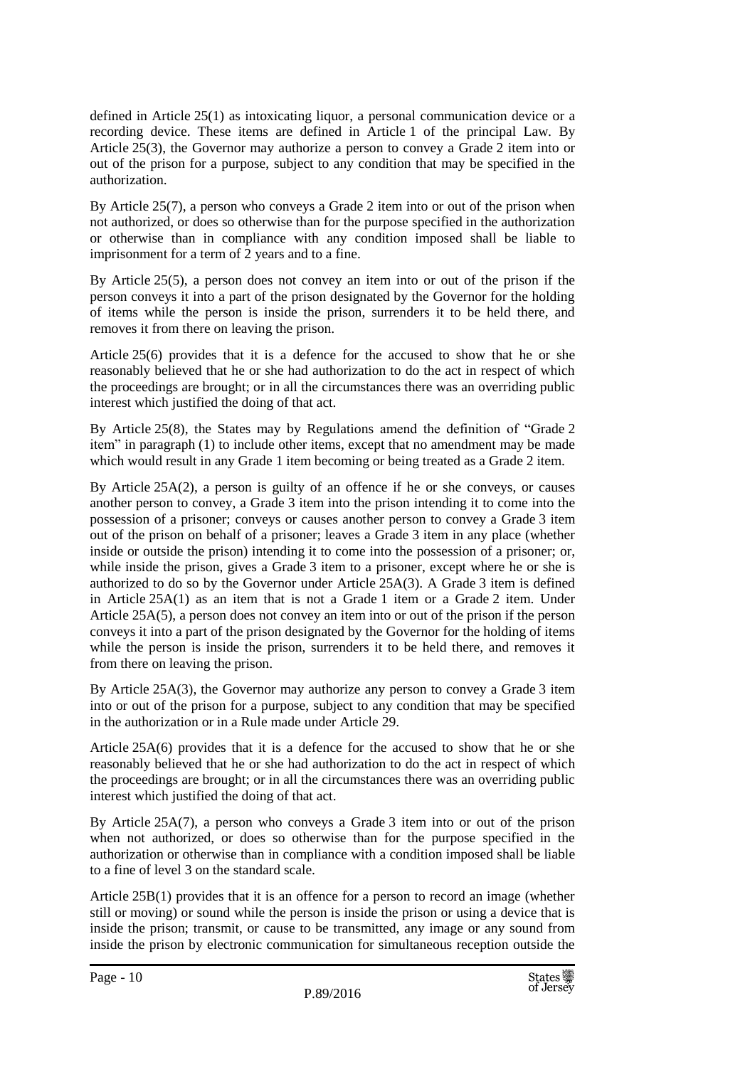defined in Article 25(1) as intoxicating liquor, a personal communication device or a recording device. These items are defined in Article 1 of the principal Law. By Article 25(3), the Governor may authorize a person to convey a Grade 2 item into or out of the prison for a purpose, subject to any condition that may be specified in the authorization.

By Article 25(7), a person who conveys a Grade 2 item into or out of the prison when not authorized, or does so otherwise than for the purpose specified in the authorization or otherwise than in compliance with any condition imposed shall be liable to imprisonment for a term of 2 years and to a fine.

By Article 25(5), a person does not convey an item into or out of the prison if the person conveys it into a part of the prison designated by the Governor for the holding of items while the person is inside the prison, surrenders it to be held there, and removes it from there on leaving the prison.

Article 25(6) provides that it is a defence for the accused to show that he or she reasonably believed that he or she had authorization to do the act in respect of which the proceedings are brought; or in all the circumstances there was an overriding public interest which justified the doing of that act.

By Article 25(8), the States may by Regulations amend the definition of "Grade 2 item" in paragraph (1) to include other items, except that no amendment may be made which would result in any Grade 1 item becoming or being treated as a Grade 2 item.

By Article 25A(2), a person is guilty of an offence if he or she conveys, or causes another person to convey, a Grade 3 item into the prison intending it to come into the possession of a prisoner; conveys or causes another person to convey a Grade 3 item out of the prison on behalf of a prisoner; leaves a Grade 3 item in any place (whether inside or outside the prison) intending it to come into the possession of a prisoner; or, while inside the prison, gives a Grade 3 item to a prisoner, except where he or she is authorized to do so by the Governor under Article 25A(3). A Grade 3 item is defined in Article 25A(1) as an item that is not a Grade 1 item or a Grade 2 item. Under Article 25A(5), a person does not convey an item into or out of the prison if the person conveys it into a part of the prison designated by the Governor for the holding of items while the person is inside the prison, surrenders it to be held there, and removes it from there on leaving the prison.

By Article 25A(3), the Governor may authorize any person to convey a Grade 3 item into or out of the prison for a purpose, subject to any condition that may be specified in the authorization or in a Rule made under Article 29.

Article 25A(6) provides that it is a defence for the accused to show that he or she reasonably believed that he or she had authorization to do the act in respect of which the proceedings are brought; or in all the circumstances there was an overriding public interest which justified the doing of that act.

By Article 25A(7), a person who conveys a Grade 3 item into or out of the prison when not authorized, or does so otherwise than for the purpose specified in the authorization or otherwise than in compliance with a condition imposed shall be liable to a fine of level 3 on the standard scale.

Article 25B(1) provides that it is an offence for a person to record an image (whether still or moving) or sound while the person is inside the prison or using a device that is inside the prison; transmit, or cause to be transmitted, any image or any sound from inside the prison by electronic communication for simultaneous reception outside the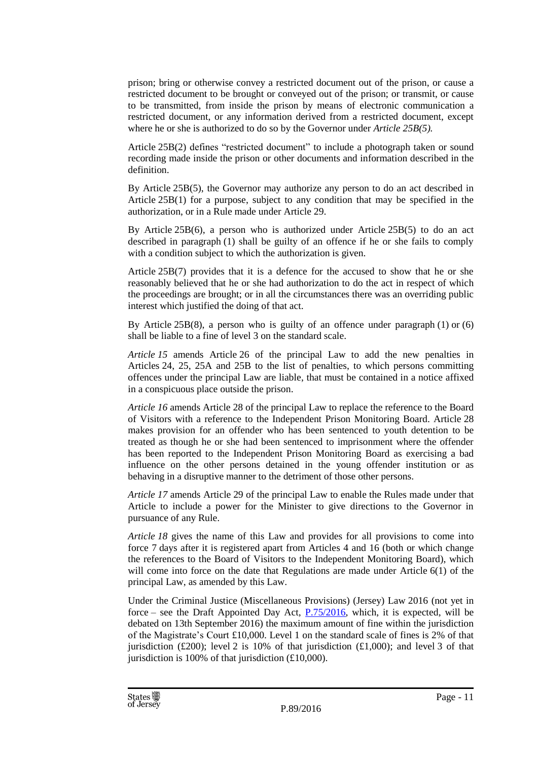prison; bring or otherwise convey a restricted document out of the prison, or cause a restricted document to be brought or conveyed out of the prison; or transmit, or cause to be transmitted, from inside the prison by means of electronic communication a restricted document, or any information derived from a restricted document, except where he or she is authorized to do so by the Governor under *Article 25B(5).*

Article 25B(2) defines "restricted document" to include a photograph taken or sound recording made inside the prison or other documents and information described in the definition.

By Article 25B(5), the Governor may authorize any person to do an act described in Article 25B(1) for a purpose, subject to any condition that may be specified in the authorization, or in a Rule made under Article 29.

By Article 25B(6), a person who is authorized under Article 25B(5) to do an act described in paragraph (1) shall be guilty of an offence if he or she fails to comply with a condition subject to which the authorization is given.

Article 25B(7) provides that it is a defence for the accused to show that he or she reasonably believed that he or she had authorization to do the act in respect of which the proceedings are brought; or in all the circumstances there was an overriding public interest which justified the doing of that act.

By Article 25B(8), a person who is guilty of an offence under paragraph (1) or (6) shall be liable to a fine of level 3 on the standard scale.

*Article 15* amends Article 26 of the principal Law to add the new penalties in Articles 24, 25, 25A and 25B to the list of penalties, to which persons committing offences under the principal Law are liable, that must be contained in a notice affixed in a conspicuous place outside the prison.

*Article 16* amends Article 28 of the principal Law to replace the reference to the Board of Visitors with a reference to the Independent Prison Monitoring Board. Article 28 makes provision for an offender who has been sentenced to youth detention to be treated as though he or she had been sentenced to imprisonment where the offender has been reported to the Independent Prison Monitoring Board as exercising a bad influence on the other persons detained in the young offender institution or as behaving in a disruptive manner to the detriment of those other persons.

*Article 17* amends Article 29 of the principal Law to enable the Rules made under that Article to include a power for the Minister to give directions to the Governor in pursuance of any Rule.

*Article 18* gives the name of this Law and provides for all provisions to come into force 7 days after it is registered apart from Articles 4 and 16 (both or which change the references to the Board of Visitors to the Independent Monitoring Board), which will come into force on the date that Regulations are made under Article 6(1) of the principal Law, as amended by this Law.

Under the Criminal Justice (Miscellaneous Provisions) (Jersey) Law 2016 (not yet in force – see the Draft Appointed Day Act, P.75/2016, which, it is expected, will be debated on 13th September 2016) the maximum amount of fine within the jurisdiction of the Magistrate's Court £10,000. Level 1 on the standard scale of fines is 2% of that jurisdiction (£200); level 2 is 10% of that jurisdiction (£1,000); and level 3 of that jurisdiction is 100% of that jurisdiction (£10,000).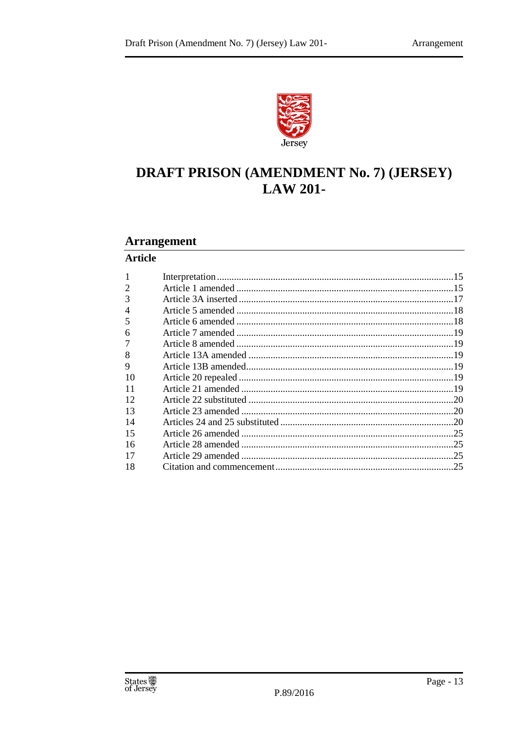# DRAFT PRISON (AMENDMENT No. 7) (JERSEY) LAW 201-

## Arrangement

**Article**

| | | |
|---|---|---|
| 1 | Interpretation | 15 |
| 2 | Article 1 amended | 15 |
| 3 | Article 3A inserted | 17 |
| 4 | Article 5 amended | 18 |
| 5 | Article 6 amended | 18 |
| 6 | Article 7 amended | 19 |
| 7 | Article 8 amended | 19 |
| 8 | Article 13A amended | 19 |
| 9 | Article 13B amended | 19 |
| 10 | Article 20 repealed | 19 |
| 11 | Article 21 amended | 19 |
| 12 | Article 22 substituted | 20 |
| 13 | Article 23 amended | 20 |
| 14 | Articles 24 and 25 substituted | 20 |
| 15 | Article 26 amended | 25 |
| 16 | Article 28 amended | 25 |
| 17 | Article 29 amended | 25 |
| 18 | Citation and commencement | 25 |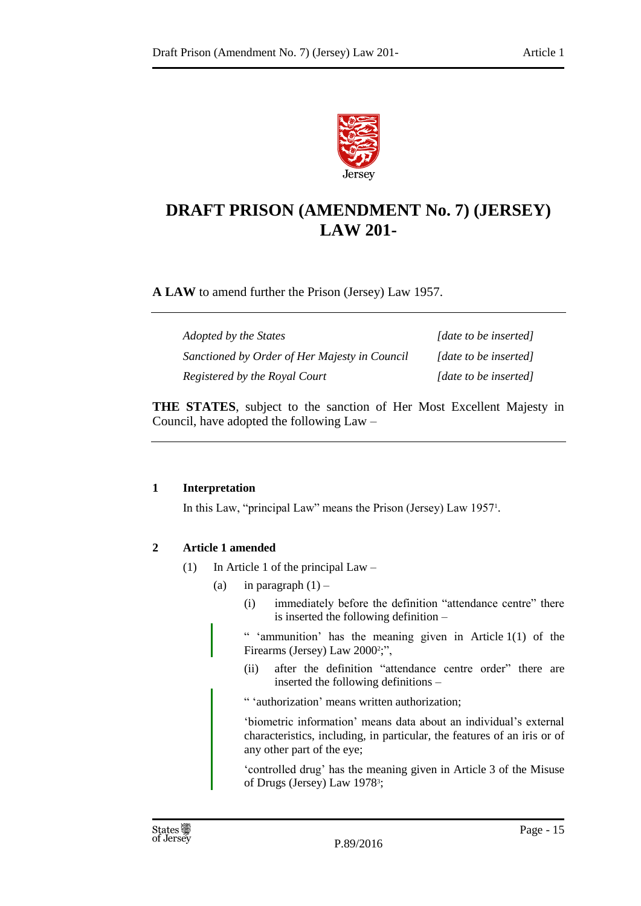# DRAFT PRISON (AMENDMENT No. 7) (JERSEY) LAW 201-

**A LAW** to amend further the Prison (Jersey) Law 1957.

| | |
|---|---|
| *Adopted by the States* | *[date to be inserted]* |
| *Sanctioned by Order of Her Majesty in Council* | *[date to be inserted]* |
| *Registered by the Royal Court* | *[date to be inserted]* |

**THE STATES**, subject to the sanction of Her Most Excellent Majesty in Council, have adopted the following Law –

**1 Interpretation**

In this Law, "principal Law" means the Prison (Jersey) Law 1957[1].

**2 Article 1 amended**

(1) In Article 1 of the principal Law –

(a) in paragraph (1) –

(i) immediately before the definition "attendance centre" there is inserted the following definition –

" 'ammunition' has the meaning given in Article 1(1) of the Firearms (Jersey) Law 2000[2];",

(ii) after the definition "attendance centre order" there are inserted the following definitions –

" 'authorization' means written authorization;

'biometric information' means data about an individual's external characteristics, including, in particular, the features of an iris or of any other part of the eye;

'controlled drug' has the meaning given in Article 3 of the Misuse of Drugs (Jersey) Law 1978[3];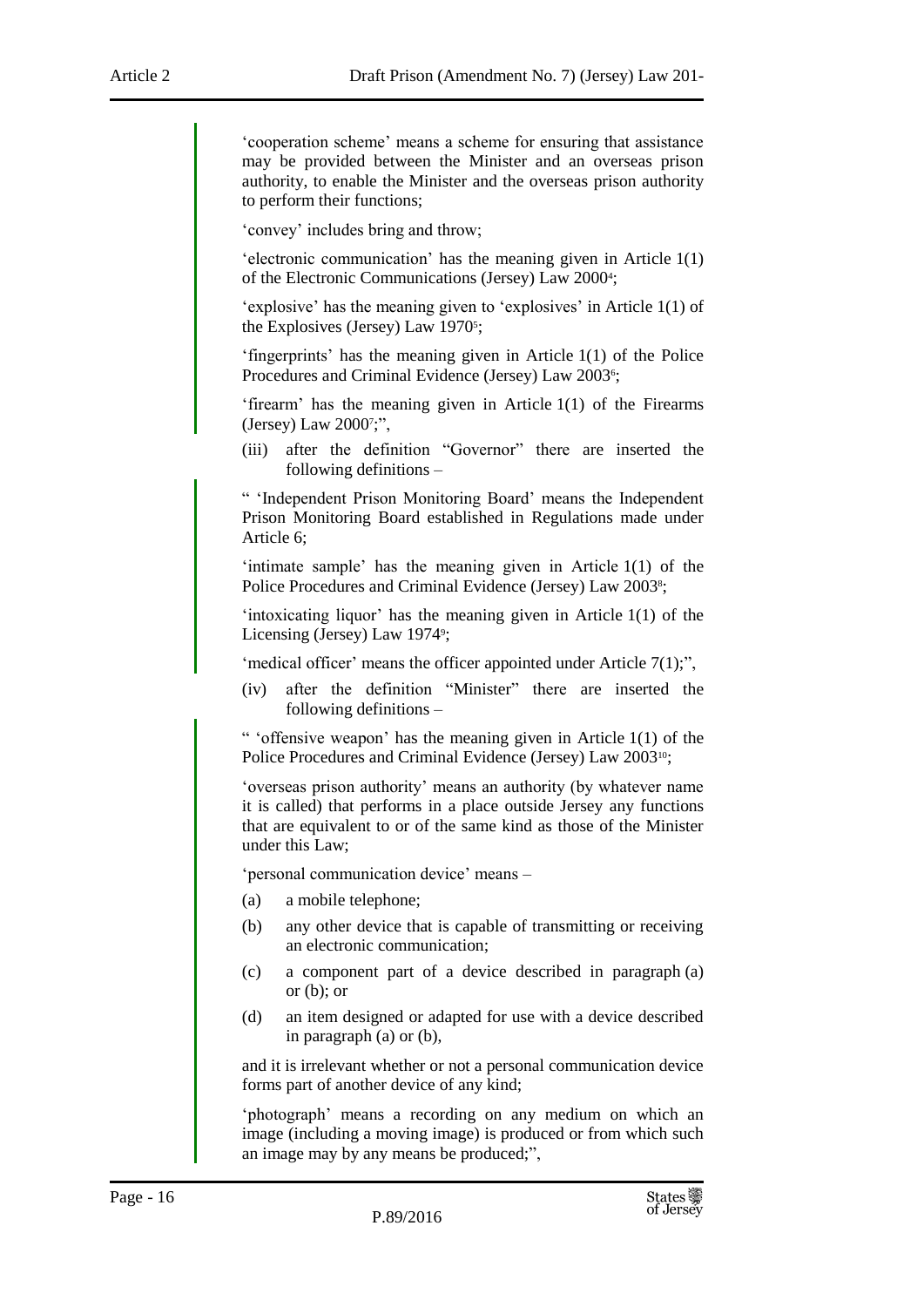'cooperation scheme' means a scheme for ensuring that assistance may be provided between the Minister and an overseas prison authority, to enable the Minister and the overseas prison authority to perform their functions;

'convey' includes bring and throw;

'electronic communication' has the meaning given in Article 1(1) of the Electronic Communications (Jersey) Law 2000[4];

'explosive' has the meaning given to 'explosives' in Article 1(1) of the Explosives (Jersey) Law 1970[5];

'fingerprints' has the meaning given in Article 1(1) of the Police Procedures and Criminal Evidence (Jersey) Law 2003[6];

'firearm' has the meaning given in Article 1(1) of the Firearms (Jersey) Law 2000[7];",

(iii) after the definition "Governor" there are inserted the following definitions –

" 'Independent Prison Monitoring Board' means the Independent Prison Monitoring Board established in Regulations made under Article 6;

'intimate sample' has the meaning given in Article 1(1) of the Police Procedures and Criminal Evidence (Jersey) Law 2003[8];

'intoxicating liquor' has the meaning given in Article 1(1) of the Licensing (Jersey) Law 1974[9];

'medical officer' means the officer appointed under Article 7(1);",

(iv) after the definition "Minister" there are inserted the following definitions –

" 'offensive weapon' has the meaning given in Article 1(1) of the Police Procedures and Criminal Evidence (Jersey) Law 2003[10];

'overseas prison authority' means an authority (by whatever name it is called) that performs in a place outside Jersey any functions that are equivalent to or of the same kind as those of the Minister under this Law;

'personal communication device' means –

(a) a mobile telephone;

(b) any other device that is capable of transmitting or receiving an electronic communication;

(c) a component part of a device described in paragraph (a) or (b); or

(d) an item designed or adapted for use with a device described in paragraph (a) or (b),

and it is irrelevant whether or not a personal communication device forms part of another device of any kind;

'photograph' means a recording on any medium on which an image (including a moving image) is produced or from which such an image may by any means be produced;",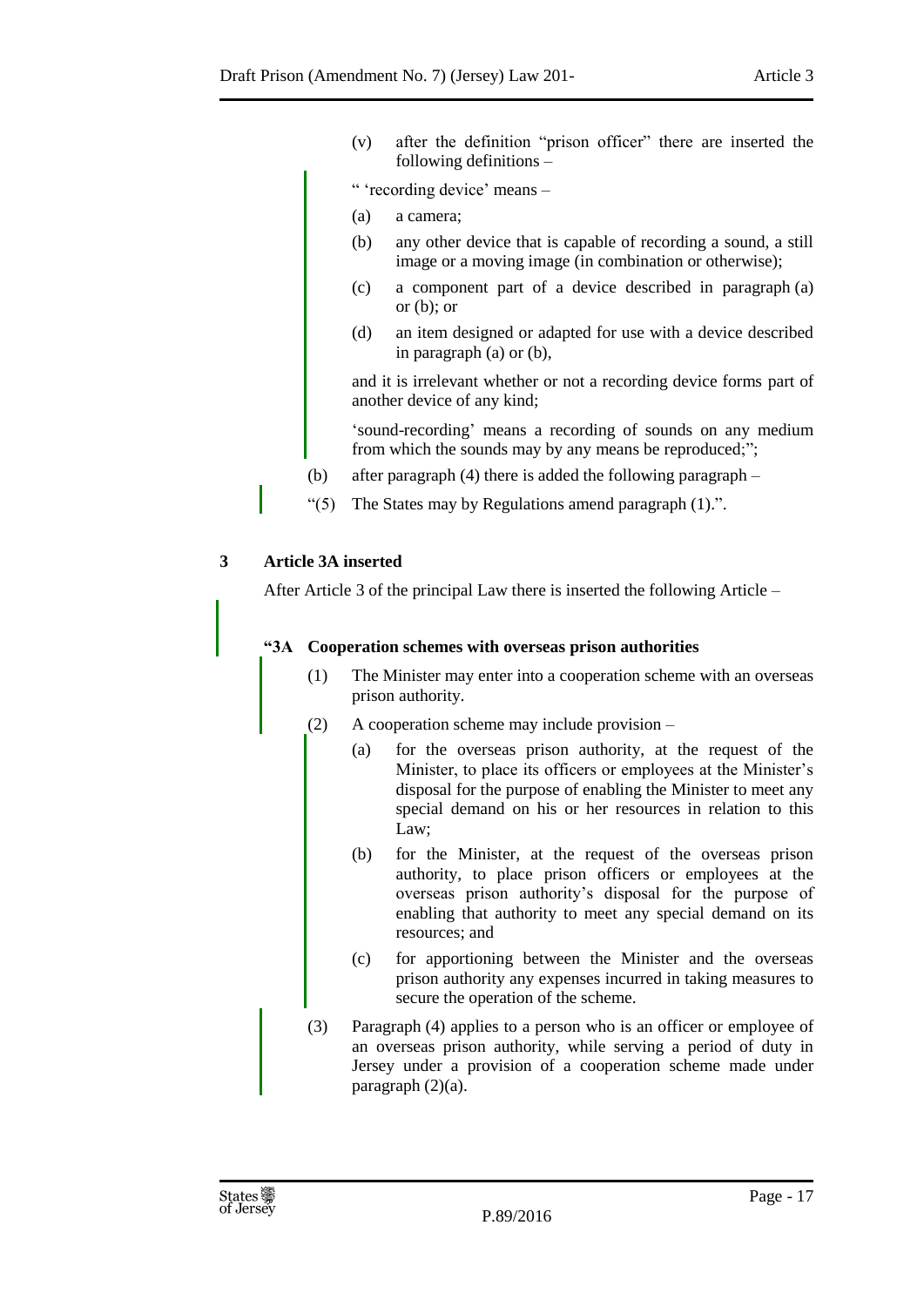(v) after the definition "prison officer" there are inserted the following definitions –

" 'recording device' means –

(a) a camera;

(b) any other device that is capable of recording a sound, a still image or a moving image (in combination or otherwise);

(c) a component part of a device described in paragraph (a) or (b); or

(d) an item designed or adapted for use with a device described in paragraph (a) or (b),

and it is irrelevant whether or not a recording device forms part of another device of any kind;

'sound-recording' means a recording of sounds on any medium from which the sounds may by any means be reproduced;";

(b) after paragraph (4) there is added the following paragraph –

"(5) The States may by Regulations amend paragraph (1).".

## 3 Article 3A inserted

After Article 3 of the principal Law there is inserted the following Article –

**"3A Cooperation schemes with overseas prison authorities**

(1) The Minister may enter into a cooperation scheme with an overseas prison authority.

(2) A cooperation scheme may include provision –

(a) for the overseas prison authority, at the request of the Minister, to place its officers or employees at the Minister's disposal for the purpose of enabling the Minister to meet any special demand on his or her resources in relation to this Law;

(b) for the Minister, at the request of the overseas prison authority, to place prison officers or employees at the overseas prison authority's disposal for the purpose of enabling that authority to meet any special demand on its resources; and

(c) for apportioning between the Minister and the overseas prison authority any expenses incurred in taking measures to secure the operation of the scheme.

(3) Paragraph (4) applies to a person who is an officer or employee of an overseas prison authority, while serving a period of duty in Jersey under a provision of a cooperation scheme made under paragraph (2)(a).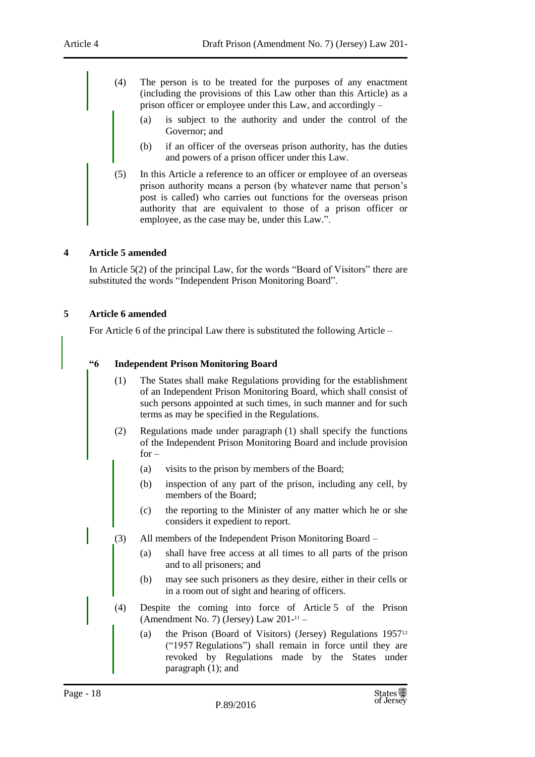(4) The person is to be treated for the purposes of any enactment (including the provisions of this Law other than this Article) as a prison officer or employee under this Law, and accordingly –

(a) is subject to the authority and under the control of the Governor; and

(b) if an officer of the overseas prison authority, has the duties and powers of a prison officer under this Law.

(5) In this Article a reference to an officer or employee of an overseas prison authority means a person (by whatever name that person's post is called) who carries out functions for the overseas prison authority that are equivalent to those of a prison officer or employee, as the case may be, under this Law.".

## 4 Article 5 amended

In Article 5(2) of the principal Law, for the words "Board of Visitors" there are substituted the words "Independent Prison Monitoring Board".

## 5 Article 6 amended

For Article 6 of the principal Law there is substituted the following Article –

### "6 Independent Prison Monitoring Board

(1) The States shall make Regulations providing for the establishment of an Independent Prison Monitoring Board, which shall consist of such persons appointed at such times, in such manner and for such terms as may be specified in the Regulations.

(2) Regulations made under paragraph (1) shall specify the functions of the Independent Prison Monitoring Board and include provision for –

(a) visits to the prison by members of the Board;

(b) inspection of any part of the prison, including any cell, by members of the Board;

(c) the reporting to the Minister of any matter which he or she considers it expedient to report.

(3) All members of the Independent Prison Monitoring Board –

(a) shall have free access at all times to all parts of the prison and to all prisoners; and

(b) may see such prisoners as they desire, either in their cells or in a room out of sight and hearing of officers.

(4) Despite the coming into force of Article 5 of the Prison (Amendment No. 7) (Jersey) Law 201-[11] –

(a) the Prison (Board of Visitors) (Jersey) Regulations 1957[12] ("1957 Regulations") shall remain in force until they are revoked by Regulations made by the States under paragraph (1); and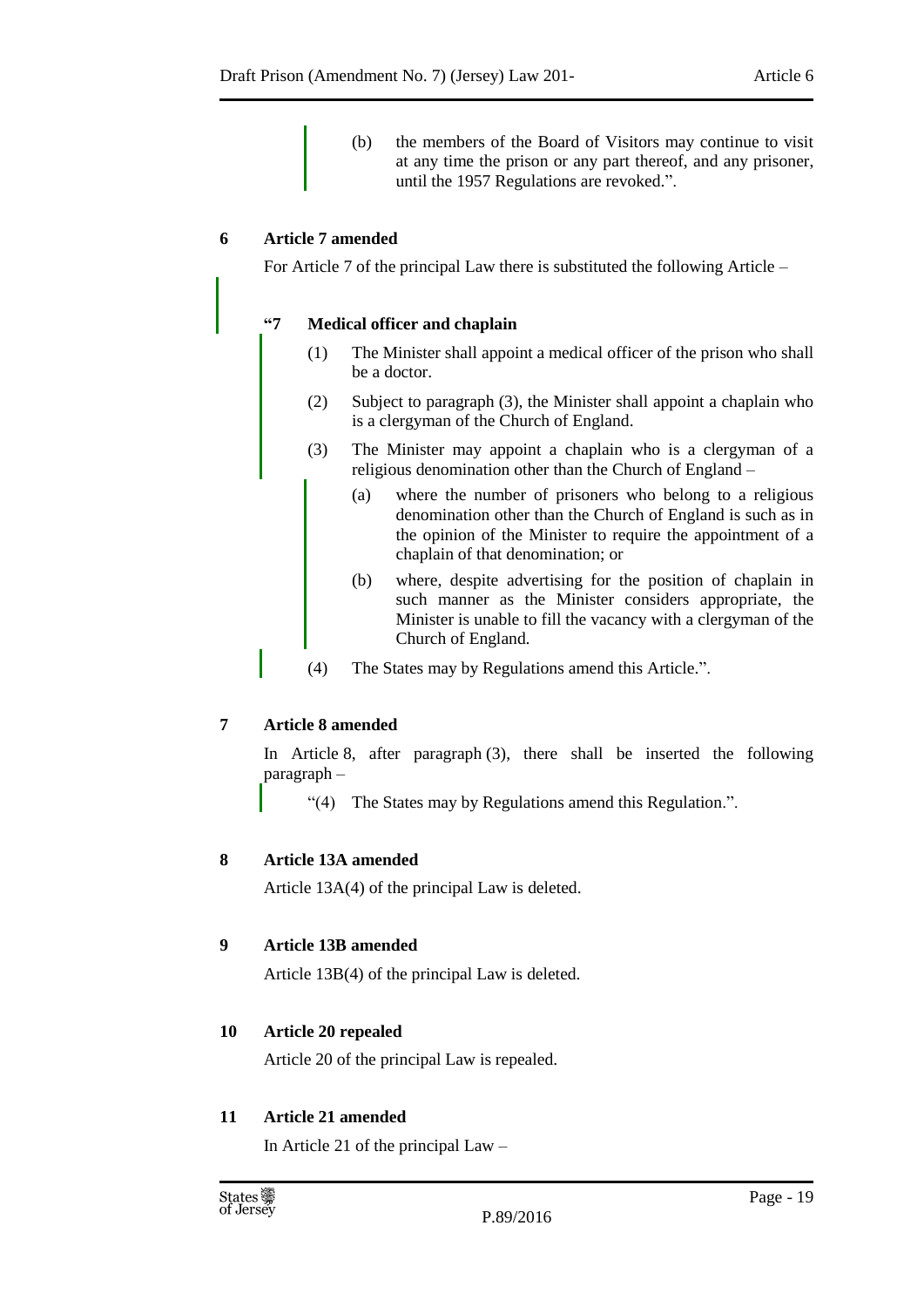(b) the members of the Board of Visitors may continue to visit at any time the prison or any part thereof, and any prisoner, until the 1957 Regulations are revoked.".

**6 Article 7 amended**

For Article 7 of the principal Law there is substituted the following Article –

**"7 Medical officer and chaplain**

(1) The Minister shall appoint a medical officer of the prison who shall be a doctor.

(2) Subject to paragraph (3), the Minister shall appoint a chaplain who is a clergyman of the Church of England.

(3) The Minister may appoint a chaplain who is a clergyman of a religious denomination other than the Church of England –

(a) where the number of prisoners who belong to a religious denomination other than the Church of England is such as in the opinion of the Minister to require the appointment of a chaplain of that denomination; or

(b) where, despite advertising for the position of chaplain in such manner as the Minister considers appropriate, the Minister is unable to fill the vacancy with a clergyman of the Church of England.

(4) The States may by Regulations amend this Article.".

**7 Article 8 amended**

In Article 8, after paragraph (3), there shall be inserted the following paragraph –

"(4) The States may by Regulations amend this Regulation.".

**8 Article 13A amended**

Article 13A(4) of the principal Law is deleted.

**9 Article 13B amended**

Article 13B(4) of the principal Law is deleted.

**10 Article 20 repealed**

Article 20 of the principal Law is repealed.

**11 Article 21 amended**

In Article 21 of the principal Law –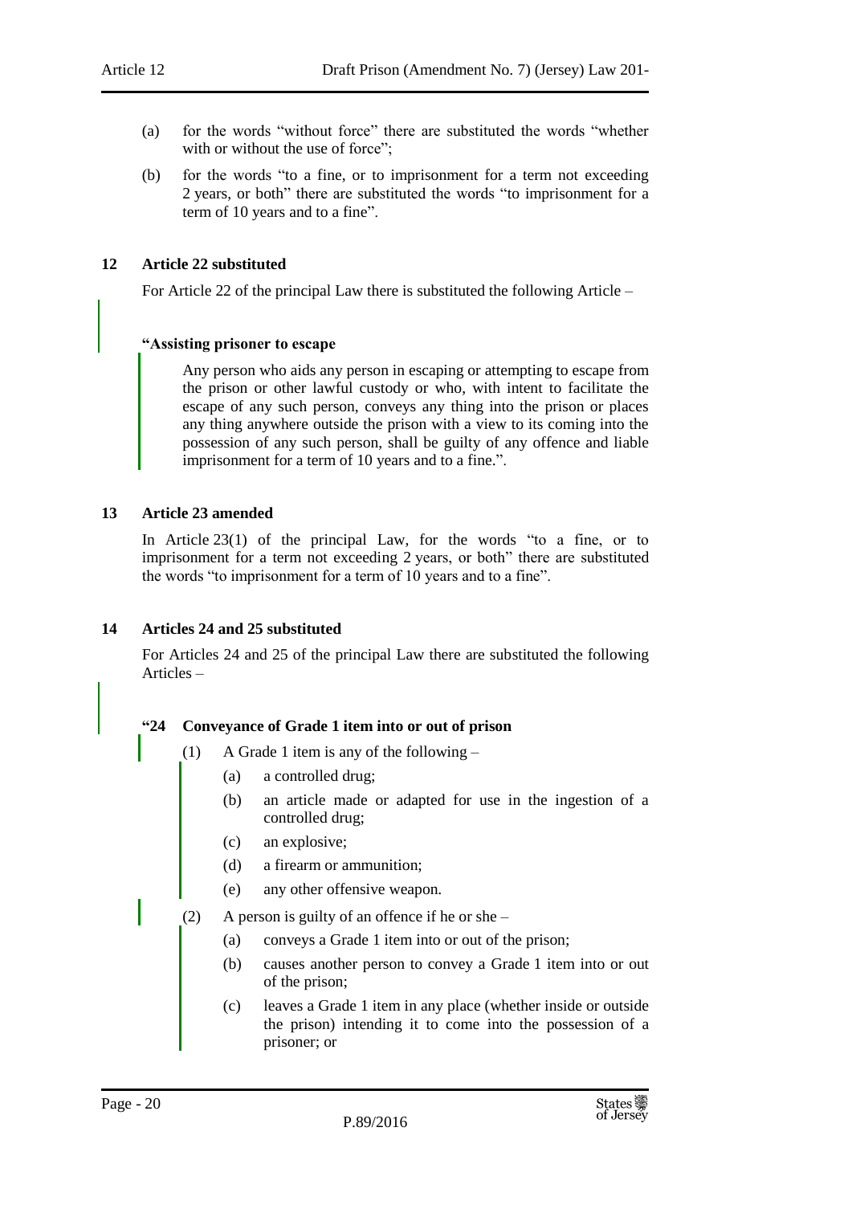(a) for the words "without force" there are substituted the words "whether with or without the use of force";

(b) for the words "to a fine, or to imprisonment for a term not exceeding 2 years, or both" there are substituted the words "to imprisonment for a term of 10 years and to a fine".

### 12 Article 22 substituted

For Article 22 of the principal Law there is substituted the following Article –

**"Assisting prisoner to escape**

Any person who aids any person in escaping or attempting to escape from the prison or other lawful custody or who, with intent to facilitate the escape of any such person, conveys any thing into the prison or places any thing anywhere outside the prison with a view to its coming into the possession of any such person, shall be guilty of any offence and liable imprisonment for a term of 10 years and to a fine.".

### 13 Article 23 amended

In Article 23(1) of the principal Law, for the words "to a fine, or to imprisonment for a term not exceeding 2 years, or both" there are substituted the words "to imprisonment for a term of 10 years and to a fine".

### 14 Articles 24 and 25 substituted

For Articles 24 and 25 of the principal Law there are substituted the following Articles –

**"24 Conveyance of Grade 1 item into or out of prison**

(1) A Grade 1 item is any of the following –

(a) a controlled drug;

(b) an article made or adapted for use in the ingestion of a controlled drug;

(c) an explosive;

(d) a firearm or ammunition;

(e) any other offensive weapon.

(2) A person is guilty of an offence if he or she –

(a) conveys a Grade 1 item into or out of the prison;

(b) causes another person to convey a Grade 1 item into or out of the prison;

(c) leaves a Grade 1 item in any place (whether inside or outside the prison) intending it to come into the possession of a prisoner; or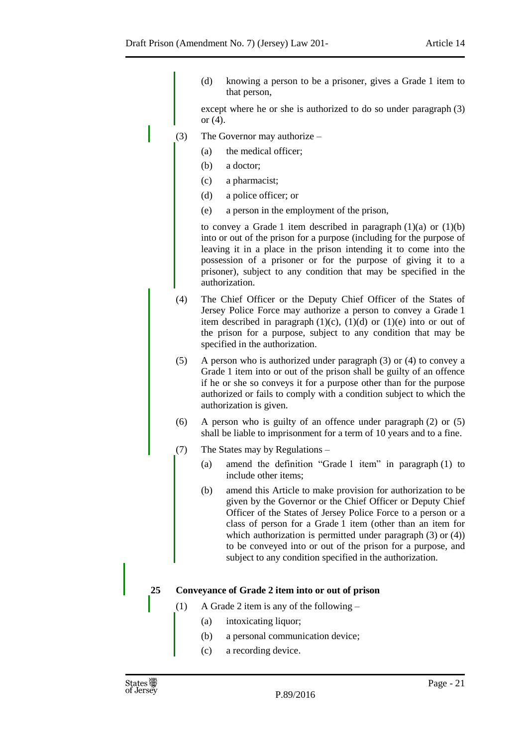(d) knowing a person to be a prisoner, gives a Grade 1 item to that person,

except where he or she is authorized to do so under paragraph (3) or (4).

(3) The Governor may authorize –

(a) the medical officer;

(b) a doctor;

(c) a pharmacist;

(d) a police officer; or

(e) a person in the employment of the prison,

to convey a Grade 1 item described in paragraph (1)(a) or (1)(b) into or out of the prison for a purpose (including for the purpose of leaving it in a place in the prison intending it to come into the possession of a prisoner or for the purpose of giving it to a prisoner), subject to any condition that may be specified in the authorization.

(4) The Chief Officer or the Deputy Chief Officer of the States of Jersey Police Force may authorize a person to convey a Grade 1 item described in paragraph (1)(c), (1)(d) or (1)(e) into or out of the prison for a purpose, subject to any condition that may be specified in the authorization.

(5) A person who is authorized under paragraph (3) or (4) to convey a Grade 1 item into or out of the prison shall be guilty of an offence if he or she so conveys it for a purpose other than for the purpose authorized or fails to comply with a condition subject to which the authorization is given.

(6) A person who is guilty of an offence under paragraph (2) or (5) shall be liable to imprisonment for a term of 10 years and to a fine.

(7) The States may by Regulations –

(a) amend the definition "Grade 1 item" in paragraph (1) to include other items;

(b) amend this Article to make provision for authorization to be given by the Governor or the Chief Officer or Deputy Chief Officer of the States of Jersey Police Force to a person or a class of person for a Grade 1 item (other than an item for which authorization is permitted under paragraph (3) or (4)) to be conveyed into or out of the prison for a purpose, and subject to any condition specified in the authorization.

**25 Conveyance of Grade 2 item into or out of prison**

(1) A Grade 2 item is any of the following –

(a) intoxicating liquor;

(b) a personal communication device;

(c) a recording device.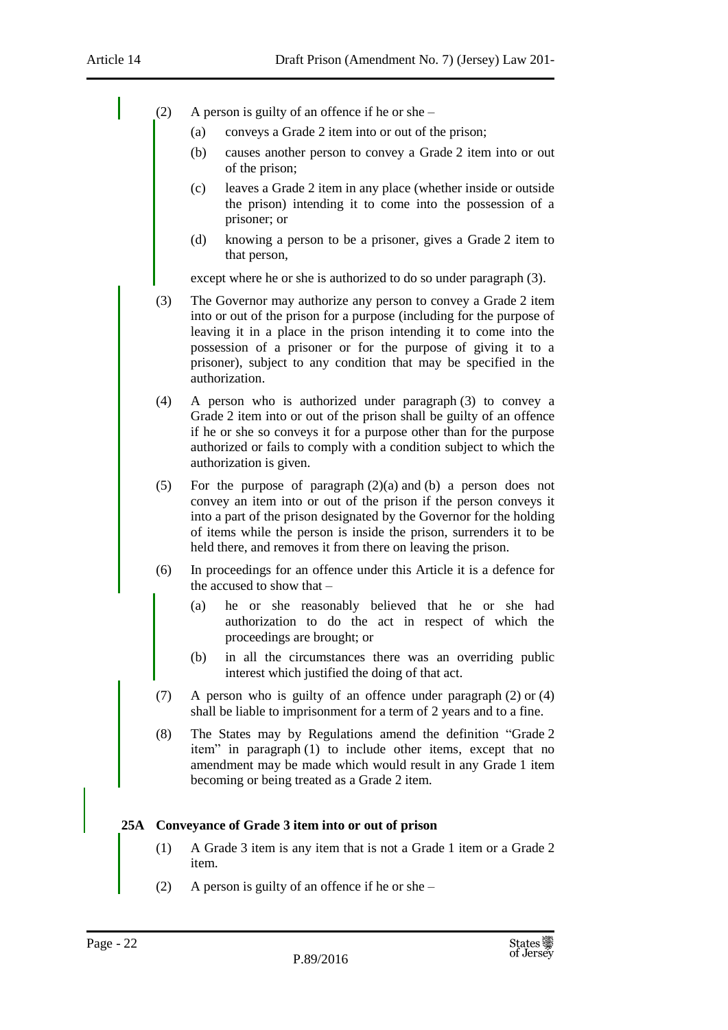(2) A person is guilty of an offence if he or she –

(a) conveys a Grade 2 item into or out of the prison;

(b) causes another person to convey a Grade 2 item into or out of the prison;

(c) leaves a Grade 2 item in any place (whether inside or outside the prison) intending it to come into the possession of a prisoner; or

(d) knowing a person to be a prisoner, gives a Grade 2 item to that person,

except where he or she is authorized to do so under paragraph (3).

(3) The Governor may authorize any person to convey a Grade 2 item into or out of the prison for a purpose (including for the purpose of leaving it in a place in the prison intending it to come into the possession of a prisoner or for the purpose of giving it to a prisoner), subject to any condition that may be specified in the authorization.

(4) A person who is authorized under paragraph (3) to convey a Grade 2 item into or out of the prison shall be guilty of an offence if he or she so conveys it for a purpose other than for the purpose authorized or fails to comply with a condition subject to which the authorization is given.

(5) For the purpose of paragraph (2)(a) and (b) a person does not convey an item into or out of the prison if the person conveys it into a part of the prison designated by the Governor for the holding of items while the person is inside the prison, surrenders it to be held there, and removes it from there on leaving the prison.

(6) In proceedings for an offence under this Article it is a defence for the accused to show that –

(a) he or she reasonably believed that he or she had authorization to do the act in respect of which the proceedings are brought; or

(b) in all the circumstances there was an overriding public interest which justified the doing of that act.

(7) A person who is guilty of an offence under paragraph (2) or (4) shall be liable to imprisonment for a term of 2 years and to a fine.

(8) The States may by Regulations amend the definition "Grade 2 item" in paragraph (1) to include other items, except that no amendment may be made which would result in any Grade 1 item becoming or being treated as a Grade 2 item.

**25A Conveyance of Grade 3 item into or out of prison**

(1) A Grade 3 item is any item that is not a Grade 1 item or a Grade 2 item.

(2) A person is guilty of an offence if he or she –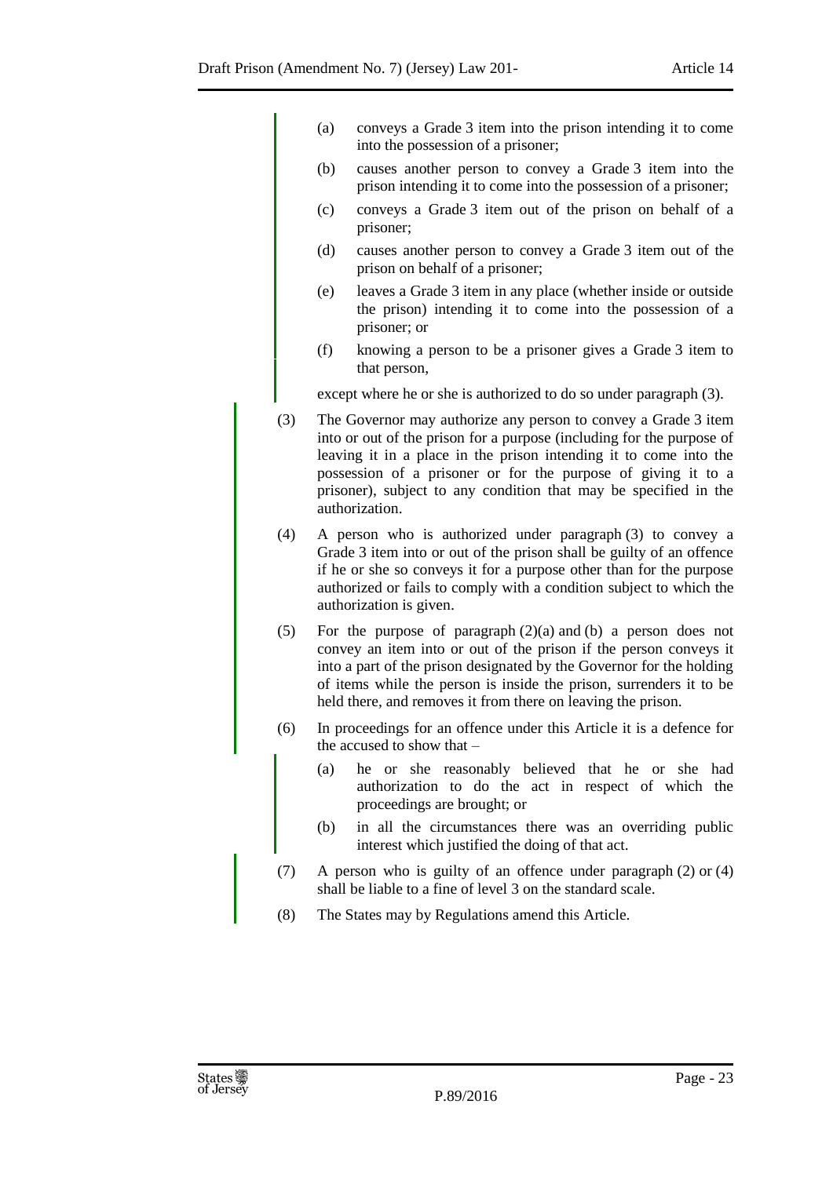(a) conveys a Grade 3 item into the prison intending it to come into the possession of a prisoner;

(b) causes another person to convey a Grade 3 item into the prison intending it to come into the possession of a prisoner;

(c) conveys a Grade 3 item out of the prison on behalf of a prisoner;

(d) causes another person to convey a Grade 3 item out of the prison on behalf of a prisoner;

(e) leaves a Grade 3 item in any place (whether inside or outside the prison) intending it to come into the possession of a prisoner; or

(f) knowing a person to be a prisoner gives a Grade 3 item to that person,

except where he or she is authorized to do so under paragraph (3).

(3) The Governor may authorize any person to convey a Grade 3 item into or out of the prison for a purpose (including for the purpose of leaving it in a place in the prison intending it to come into the possession of a prisoner or for the purpose of giving it to a prisoner), subject to any condition that may be specified in the authorization.

(4) A person who is authorized under paragraph (3) to convey a Grade 3 item into or out of the prison shall be guilty of an offence if he or she so conveys it for a purpose other than for the purpose authorized or fails to comply with a condition subject to which the authorization is given.

(5) For the purpose of paragraph (2)(a) and (b) a person does not convey an item into or out of the prison if the person conveys it into a part of the prison designated by the Governor for the holding of items while the person is inside the prison, surrenders it to be held there, and removes it from there on leaving the prison.

(6) In proceedings for an offence under this Article it is a defence for the accused to show that –

(a) he or she reasonably believed that he or she had authorization to do the act in respect of which the proceedings are brought; or

(b) in all the circumstances there was an overriding public interest which justified the doing of that act.

(7) A person who is guilty of an offence under paragraph (2) or (4) shall be liable to a fine of level 3 on the standard scale.

(8) The States may by Regulations amend this Article.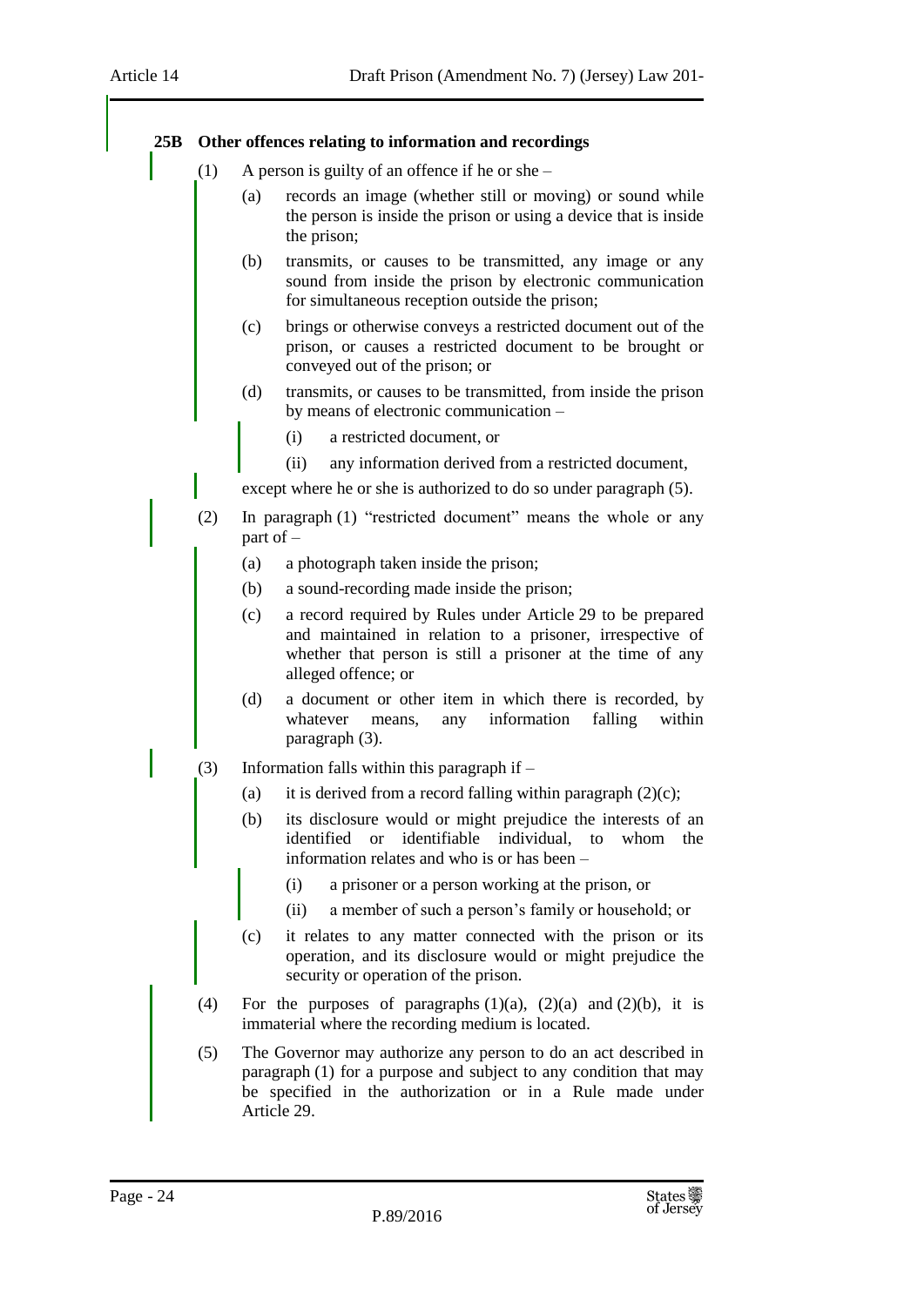**25B Other offences relating to information and recordings**

(1) A person is guilty of an offence if he or she –

(a) records an image (whether still or moving) or sound while the person is inside the prison or using a device that is inside the prison;

(b) transmits, or causes to be transmitted, any image or any sound from inside the prison by electronic communication for simultaneous reception outside the prison;

(c) brings or otherwise conveys a restricted document out of the prison, or causes a restricted document to be brought or conveyed out of the prison; or

(d) transmits, or causes to be transmitted, from inside the prison by means of electronic communication –

(i) a restricted document, or

(ii) any information derived from a restricted document,

except where he or she is authorized to do so under paragraph (5).

(2) In paragraph (1) "restricted document" means the whole or any part of –

(a) a photograph taken inside the prison;

(b) a sound-recording made inside the prison;

(c) a record required by Rules under Article 29 to be prepared and maintained in relation to a prisoner, irrespective of whether that person is still a prisoner at the time of any alleged offence; or

(d) a document or other item in which there is recorded, by whatever means, any information falling within paragraph (3).

(3) Information falls within this paragraph if –

(a) it is derived from a record falling within paragraph (2)(c);

(b) its disclosure would or might prejudice the interests of an identified or identifiable individual, to whom the information relates and who is or has been –

(i) a prisoner or a person working at the prison, or

(ii) a member of such a person's family or household; or

(c) it relates to any matter connected with the prison or its operation, and its disclosure would or might prejudice the security or operation of the prison.

(4) For the purposes of paragraphs (1)(a), (2)(a) and (2)(b), it is immaterial where the recording medium is located.

(5) The Governor may authorize any person to do an act described in paragraph (1) for a purpose and subject to any condition that may be specified in the authorization or in a Rule made under Article 29.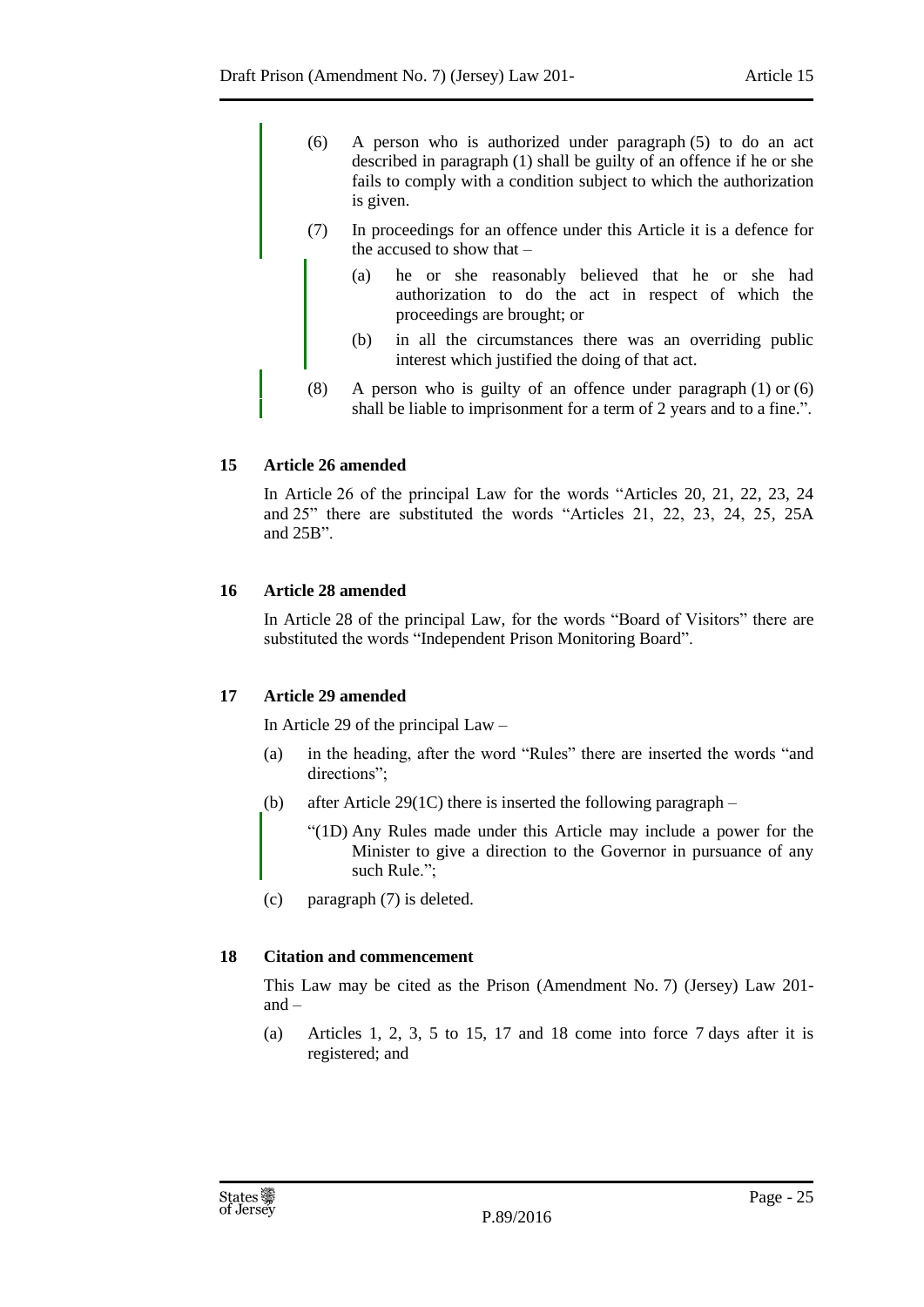(6) A person who is authorized under paragraph (5) to do an act described in paragraph (1) shall be guilty of an offence if he or she fails to comply with a condition subject to which the authorization is given.

(7) In proceedings for an offence under this Article it is a defence for the accused to show that –

(a) he or she reasonably believed that he or she had authorization to do the act in respect of which the proceedings are brought; or

(b) in all the circumstances there was an overriding public interest which justified the doing of that act.

(8) A person who is guilty of an offence under paragraph (1) or (6) shall be liable to imprisonment for a term of 2 years and to a fine.".

### 15 Article 26 amended

In Article 26 of the principal Law for the words "Articles 20, 21, 22, 23, 24 and 25" there are substituted the words "Articles 21, 22, 23, 24, 25, 25A and 25B".

### 16 Article 28 amended

In Article 28 of the principal Law, for the words "Board of Visitors" there are substituted the words "Independent Prison Monitoring Board".

### 17 Article 29 amended

In Article 29 of the principal Law –

(a) in the heading, after the word "Rules" there are inserted the words "and directions";

(b) after Article 29(1C) there is inserted the following paragraph –

"(1D) Any Rules made under this Article may include a power for the Minister to give a direction to the Governor in pursuance of any such Rule.";

(c) paragraph (7) is deleted.

### 18 Citation and commencement

This Law may be cited as the Prison (Amendment No. 7) (Jersey) Law 201- and –

(a) Articles 1, 2, 3, 5 to 15, 17 and 18 come into force 7 days after it is registered; and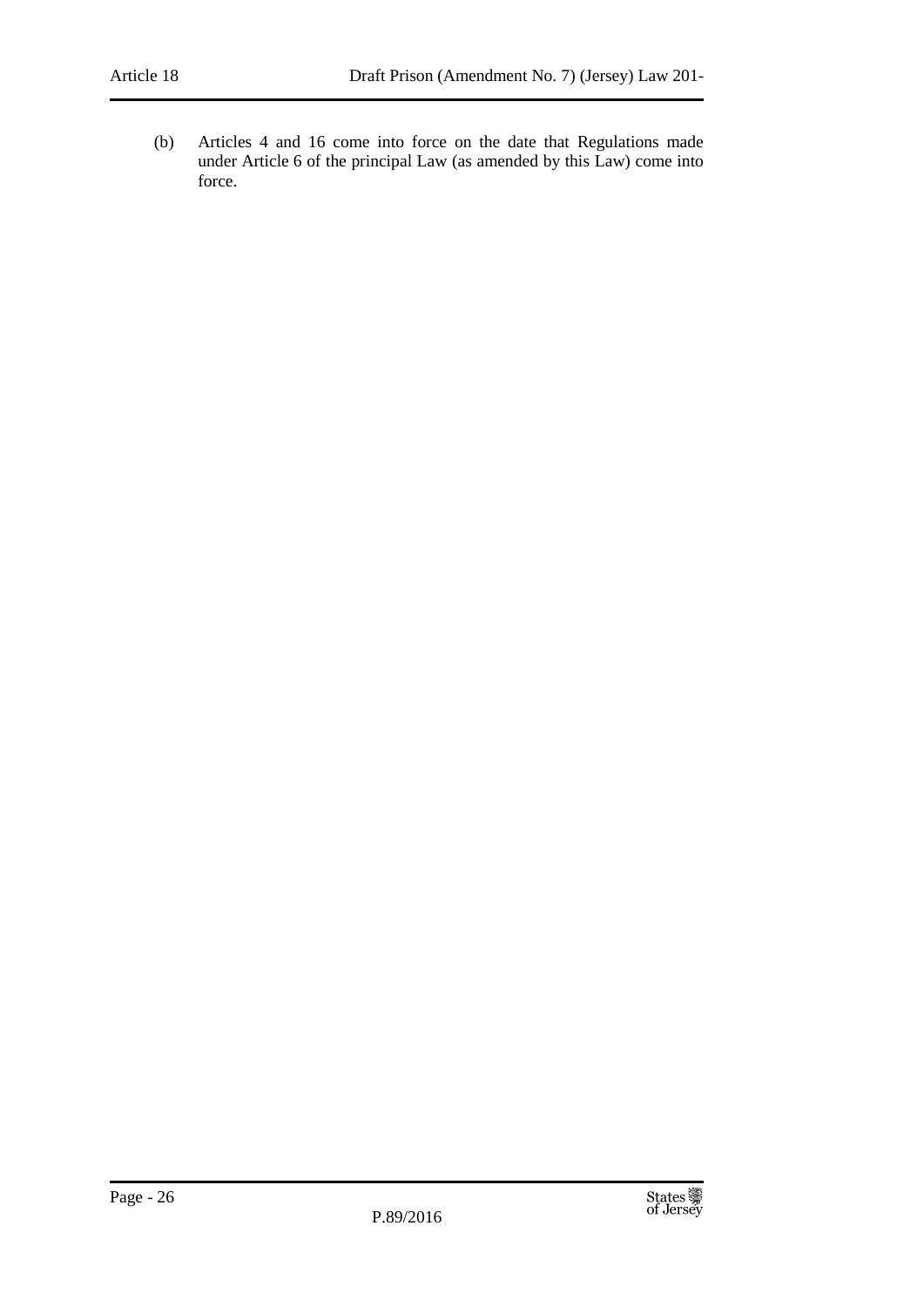(b) Articles 4 and 16 come into force on the date that Regulations made under Article 6 of the principal Law (as amended by this Law) come into force.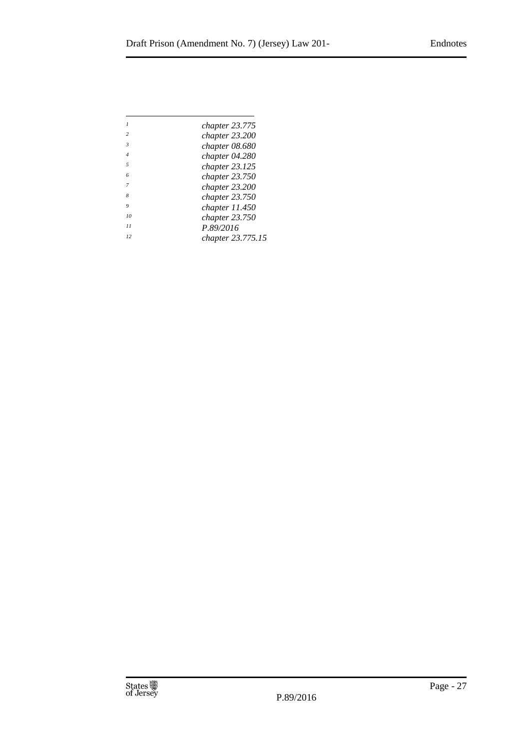| | |
|---|---|
| [1] | *chapter 23.775* |
| [2] | *chapter 23.200* |
| [3] | *chapter 08.680* |
| [4] | *chapter 04.280* |
| [5] | *chapter 23.125* |
| [6] | *chapter 23.750* |
| [7] | *chapter 23.200* |
| [8] | *chapter 23.750* |
| [9] | *chapter 11.450* |
| [10] | *chapter 23.750* |
| [11] | *P.89/2016* |
| [12] | *chapter 23.775.15* |